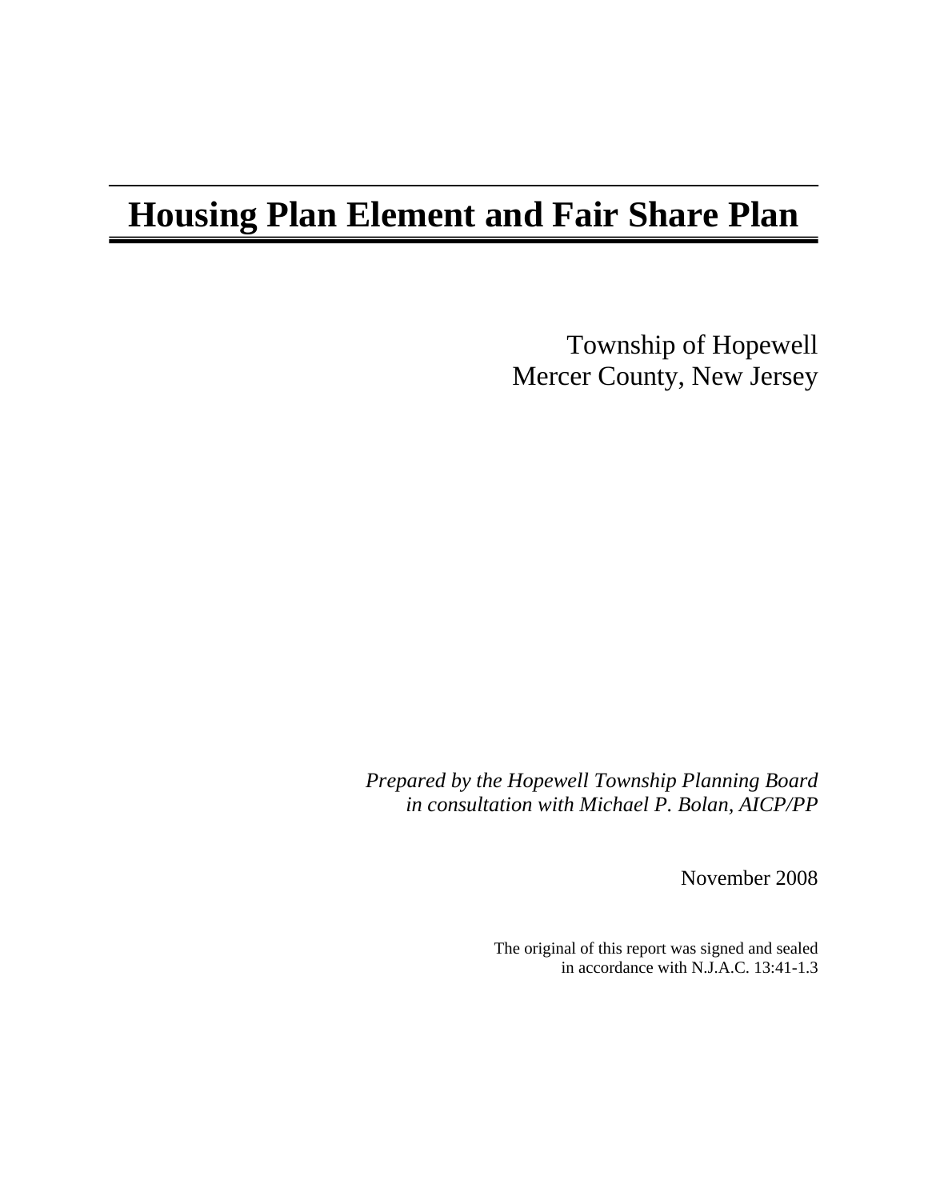# Housing Plan Element and Fair Share Plan

Township of Hopewell
Mercer County, New Jersey

*Prepared by the Hopewell Township Planning Board*
*in consultation with Michael P. Bolan, AICP/PP*

November 2008

The original of this report was signed and sealed
in accordance with N.J.A.C. 13:41-1.3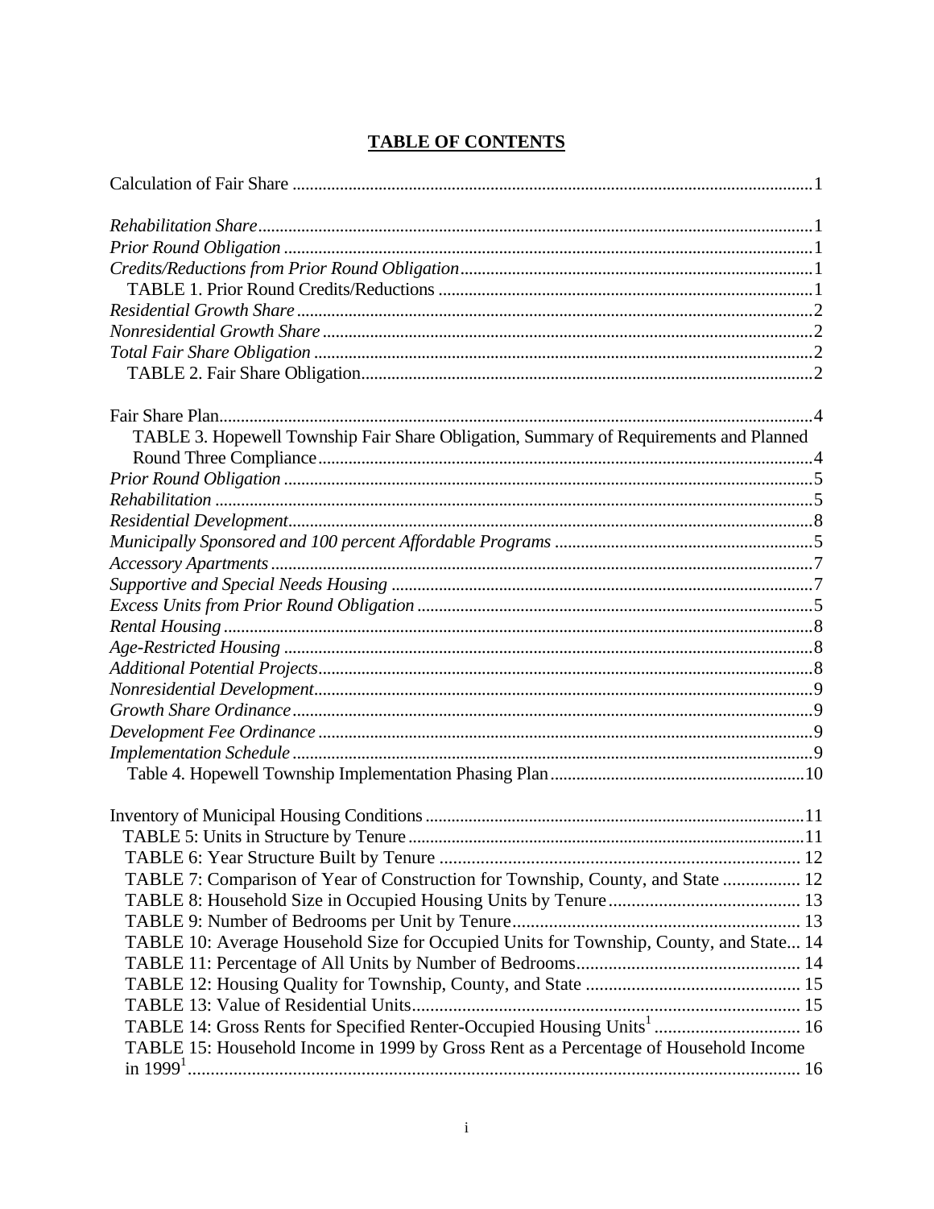# TABLE OF CONTENTS

Calculation of Fair Share ........................................................................................................1

*Rehabilitation Share*...............................................................................................................1
*Prior Round Obligation* .........................................................................................................1
*Credits/Reductions from Prior Round Obligation*.................................................................1
TABLE 1. Prior Round Credits/Reductions ......................................................................1
*Residential Growth Share*.......................................................................................................2
*Nonresidential Growth Share*.................................................................................................2
*Total Fair Share Obligation*...................................................................................................2
TABLE 2. Fair Share Obligation........................................................................................2

Fair Share Plan.........................................................................................................................4
TABLE 3. Hopewell Township Fair Share Obligation, Summary of Requirements and Planned Round Three Compliance..................................................................................................4
*Prior Round Obligation*..........................................................................................................5
*Rehabilitation*..........................................................................................................................5
*Residential Development*........................................................................................................8
*Municipally Sponsored and 100 percent Affordable Programs*............................................5
*Accessory Apartments*............................................................................................................7
*Supportive and Special Needs Housing*.................................................................................7
*Excess Units from Prior Round Obligation*...........................................................................5
*Rental Housing*.......................................................................................................................8
*Age-Restricted Housing*..........................................................................................................8
*Additional Potential Projects*..................................................................................................8
*Nonresidential Development*...................................................................................................9
*Growth Share Ordinance*.......................................................................................................9
*Development Fee Ordinance*..................................................................................................9
*Implementation Schedule*.......................................................................................................9
Table 4. Hopewell Township Implementation Phasing Plan...........................................................10

Inventory of Municipal Housing Conditions.......................................................................11
TABLE 5: Units in Structure by Tenure..........................................................................11
TABLE 6: Year Structure Built by Tenure ..................................................................... 12
TABLE 7: Comparison of Year of Construction for Township, County, and State ................. 12
TABLE 8: Household Size in Occupied Housing Units by Tenure.......................................... 13
TABLE 9: Number of Bedrooms per Unit by Tenure............................................................... 13
TABLE 10: Average Household Size for Occupied Units for Township, County, and State... 14
TABLE 11: Percentage of All Units by Number of Bedrooms................................................. 14
TABLE 12: Housing Quality for Township, County, and State ............................................... 15
TABLE 13: Value of Residential Units..................................................................................... 15
TABLE 14: Gross Rents for Specified Renter-Occupied Housing Units[1] ................................ 16
TABLE 15: Household Income in 1999 by Gross Rent as a Percentage of Household Income in 1999[1]...................................................................................................................... 16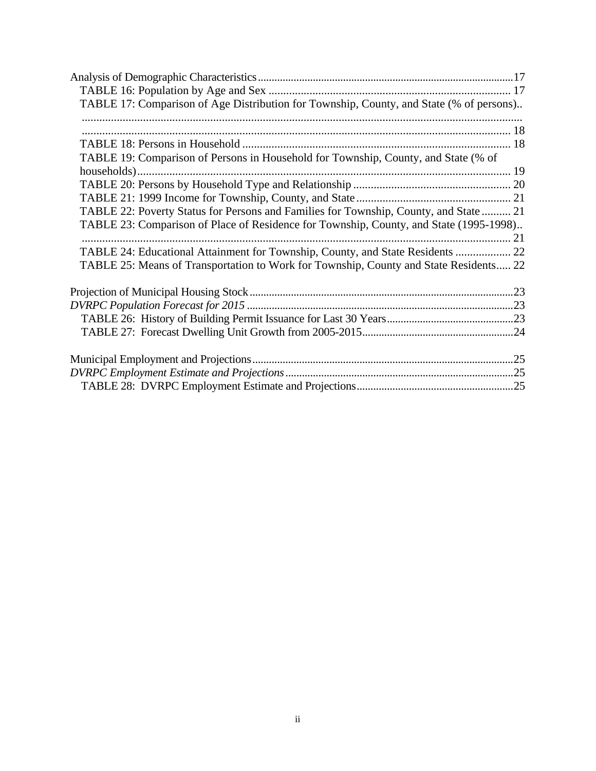Analysis of Demographic Characteristics........................................................................................17
TABLE 16: Population by Age and Sex ..................................................................................... 17
TABLE 17: Comparison of Age Distribution for Township, County, and State (% of persons)........................................................................................................................................... 18
TABLE 18: Persons in Household .............................................................................................. 18
TABLE 19: Comparison of Persons in Household for Township, County, and State (% of households)................................................................................................................................ 19
TABLE 20: Persons by Household Type and Relationship ....................................................... 20
TABLE 21: 1999 Income for Township, County, and State ...................................................... 21
TABLE 22: Poverty Status for Persons and Families for Township, County, and State .......... 21
TABLE 23: Comparison of Place of Residence for Township, County, and State (1995-1998)........................................................................................................................................... 21
TABLE 24: Educational Attainment for Township, County, and State Residents ................... 22
TABLE 25: Means of Transportation to Work for Township, County and State Residents..... 22

Projection of Municipal Housing Stock..............................................................................................23
*DVRPC Population Forecast for 2015* ..............................................................................................23
TABLE 26: History of Building Permit Issuance for Last 30 Years.............................................23
TABLE 27: Forecast Dwelling Unit Growth from 2005-2015......................................................24

Municipal Employment and Projections.............................................................................................25
*DVRPC Employment Estimate and Projections*..................................................................................25
TABLE 28: DVRPC Employment Estimate and Projections........................................................25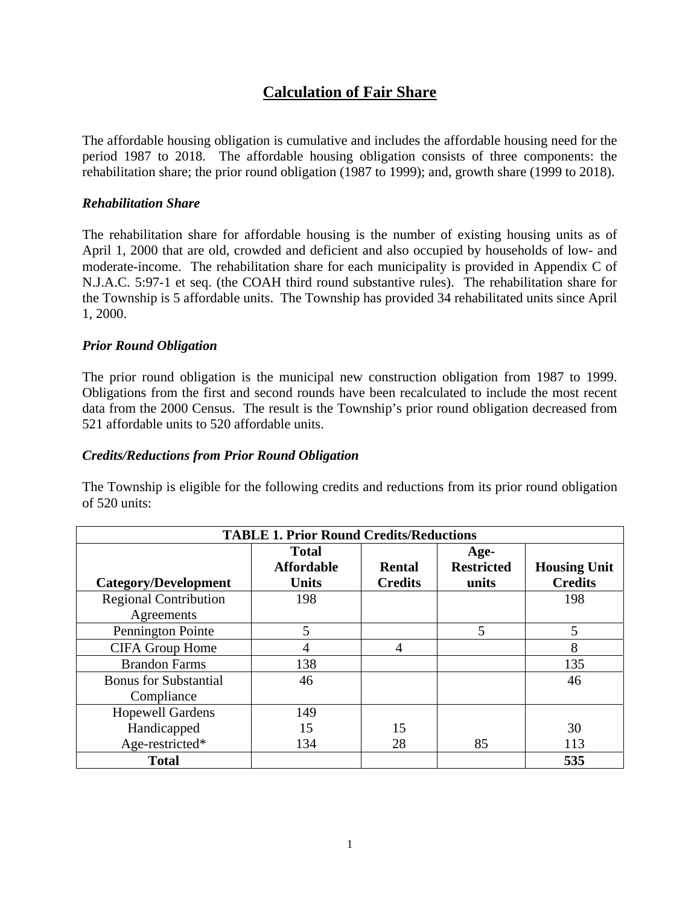# Calculation of Fair Share

The affordable housing obligation is cumulative and includes the affordable housing need for the period 1987 to 2018. The affordable housing obligation consists of three components: the rehabilitation share; the prior round obligation (1987 to 1999); and, growth share (1999 to 2018).

### *Rehabilitation Share*

The rehabilitation share for affordable housing is the number of existing housing units as of April 1, 2000 that are old, crowded and deficient and also occupied by households of low- and moderate-income. The rehabilitation share for each municipality is provided in Appendix C of N.J.A.C. 5:97-1 et seq. (the COAH third round substantive rules). The rehabilitation share for the Township is 5 affordable units. The Township has provided 34 rehabilitated units since April 1, 2000.

### *Prior Round Obligation*

The prior round obligation is the municipal new construction obligation from 1987 to 1999. Obligations from the first and second rounds have been recalculated to include the most recent data from the 2000 Census. The result is the Township's prior round obligation decreased from 521 affordable units to 520 affordable units.

### *Credits/Reductions from Prior Round Obligation*

The Township is eligible for the following credits and reductions from its prior round obligation of 520 units:

| **TABLE 1. Prior Round Credits/Reductions** | | | | |
|---|---|---|---|---|
| **Category/Development** | **Total Affordable Units** | **Rental Credits** | **Age-Restricted units** | **Housing Unit Credits** |
| Regional Contribution Agreements | 198 | | | 198 |
| Pennington Pointe | 5 | | 5 | 5 |
| CIFA Group Home | 4 | 4 | | 8 |
| Brandon Farms | 138 | | | 135 |
| Bonus for Substantial Compliance | 46 | | | 46 |
| Hopewell Gardens<br>Handicapped<br>Age-restricted* | 149<br>15<br>134 | <br>15<br>28 | <br><br>85 | <br>30<br>113 |
| **Total** | | | | **535** |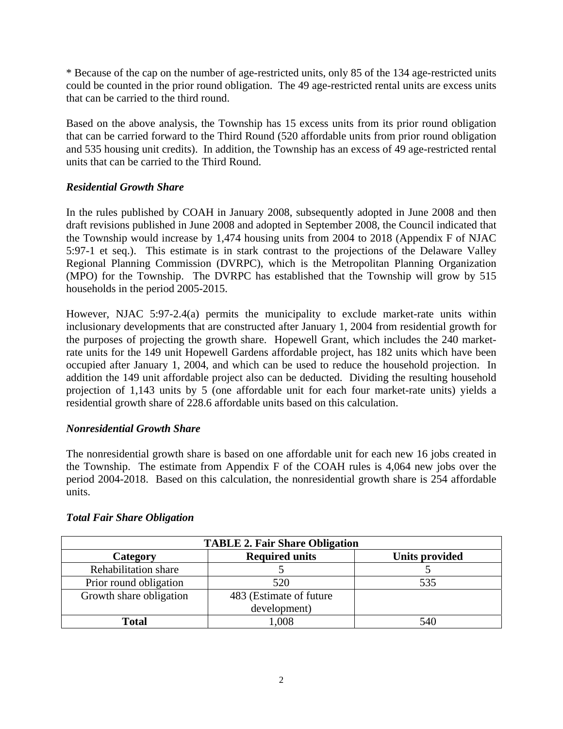* Because of the cap on the number of age-restricted units, only 85 of the 134 age-restricted units could be counted in the prior round obligation. The 49 age-restricted rental units are excess units that can be carried to the third round.

Based on the above analysis, the Township has 15 excess units from its prior round obligation that can be carried forward to the Third Round (520 affordable units from prior round obligation and 535 housing unit credits). In addition, the Township has an excess of 49 age-restricted rental units that can be carried to the Third Round.

### *Residential Growth Share*

In the rules published by COAH in January 2008, subsequently adopted in June 2008 and then draft revisions published in June 2008 and adopted in September 2008, the Council indicated that the Township would increase by 1,474 housing units from 2004 to 2018 (Appendix F of NJAC 5:97-1 et seq.). This estimate is in stark contrast to the projections of the Delaware Valley Regional Planning Commission (DVRPC), which is the Metropolitan Planning Organization (MPO) for the Township. The DVRPC has established that the Township will grow by 515 households in the period 2005-2015.

However, NJAC 5:97-2.4(a) permits the municipality to exclude market-rate units within inclusionary developments that are constructed after January 1, 2004 from residential growth for the purposes of projecting the growth share. Hopewell Grant, which includes the 240 market-rate units for the 149 unit Hopewell Gardens affordable project, has 182 units which have been occupied after January 1, 2004, and which can be used to reduce the household projection. In addition the 149 unit affordable project also can be deducted. Dividing the resulting household projection of 1,143 units by 5 (one affordable unit for each four market-rate units) yields a residential growth share of 228.6 affordable units based on this calculation.

### *Nonresidential Growth Share*

The nonresidential growth share is based on one affordable unit for each new 16 jobs created in the Township. The estimate from Appendix F of the COAH rules is 4,064 new jobs over the period 2004-2018. Based on this calculation, the nonresidential growth share is 254 affordable units.

### *Total Fair Share Obligation*

| **TABLE 2. Fair Share Obligation** | | |
|---|---|---|
| **Category** | **Required units** | **Units provided** |
| Rehabilitation share | 5 | 5 |
| Prior round obligation | 520 | 535 |
| Growth share obligation | 483 (Estimate of future development) | |
| **Total** | 1,008 | 540 |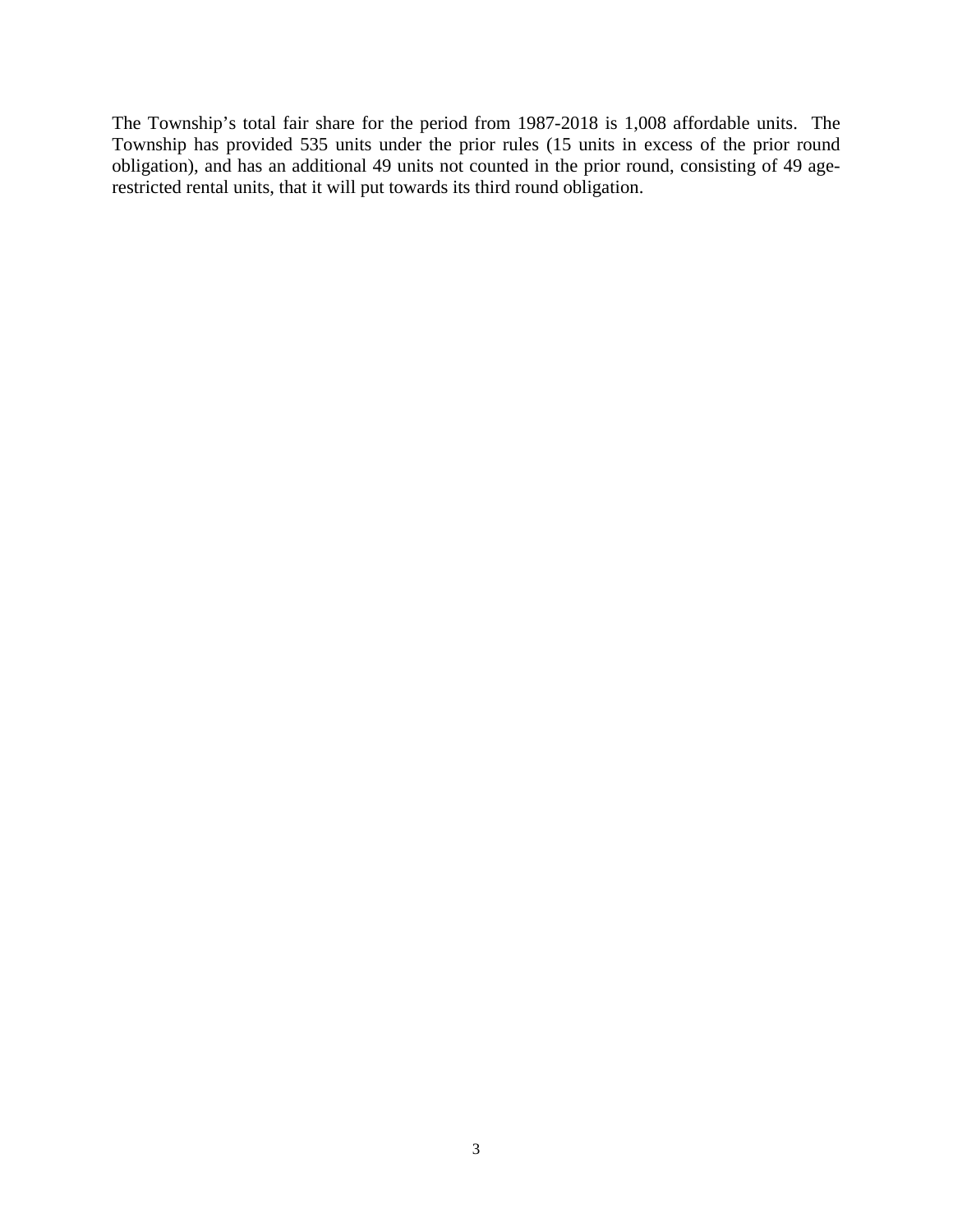The Township's total fair share for the period from 1987-2018 is 1,008 affordable units. The Township has provided 535 units under the prior rules (15 units in excess of the prior round obligation), and has an additional 49 units not counted in the prior round, consisting of 49 age-restricted rental units, that it will put towards its third round obligation.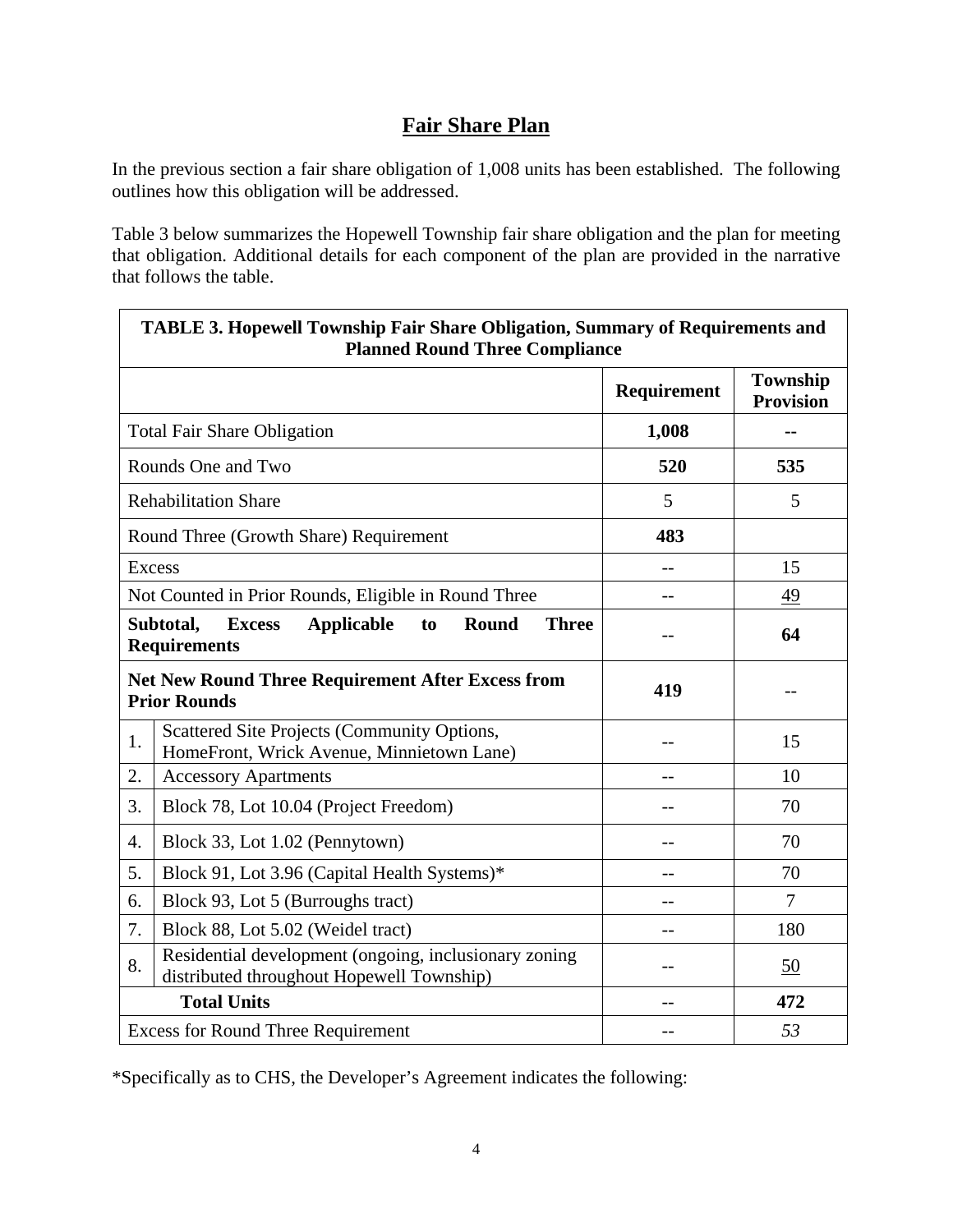# Fair Share Plan

In the previous section a fair share obligation of 1,008 units has been established. The following outlines how this obligation will be addressed.

Table 3 below summarizes the Hopewell Township fair share obligation and the plan for meeting that obligation. Additional details for each component of the plan are provided in the narrative that follows the table.

| **TABLE 3. Hopewell Township Fair Share Obligation, Summary of Requirements and Planned Round Three Compliance** | | | |
|---|---|---|---|
| | | **Requirement** | **Township Provision** |
| Total Fair Share Obligation | | **1,008** | **--** |
| Rounds One and Two | | **520** | **535** |
| Rehabilitation Share | | 5 | 5 |
| Round Three (Growth Share) Requirement | | **483** | |
| Excess | | -- | 15 |
| Not Counted in Prior Rounds, Eligible in Round Three | | -- | 49 |
| **Subtotal, Excess Applicable to Round Three Requirements** | | -- | **64** |
| **Net New Round Three Requirement After Excess from Prior Rounds** | | **419** | -- |
| 1. | Scattered Site Projects (Community Options, HomeFront, Wrick Avenue, Minnietown Lane) | -- | 15 |
| 2. | Accessory Apartments | -- | 10 |
| 3. | Block 78, Lot 10.04 (Project Freedom) | -- | 70 |
| 4. | Block 33, Lot 1.02 (Pennytown) | -- | 70 |
| 5. | Block 91, Lot 3.96 (Capital Health Systems)* | -- | 70 |
| 6. | Block 93, Lot 5 (Burroughs tract) | -- | 7 |
| 7. | Block 88, Lot 5.02 (Weidel tract) | -- | 180 |
| 8. | Residential development (ongoing, inclusionary zoning distributed throughout Hopewell Township) | -- | 50 |
| **Total Units** | | -- | **472** |
| Excess for Round Three Requirement | | -- | *53* |

*Specifically as to CHS, the Developer's Agreement indicates the following: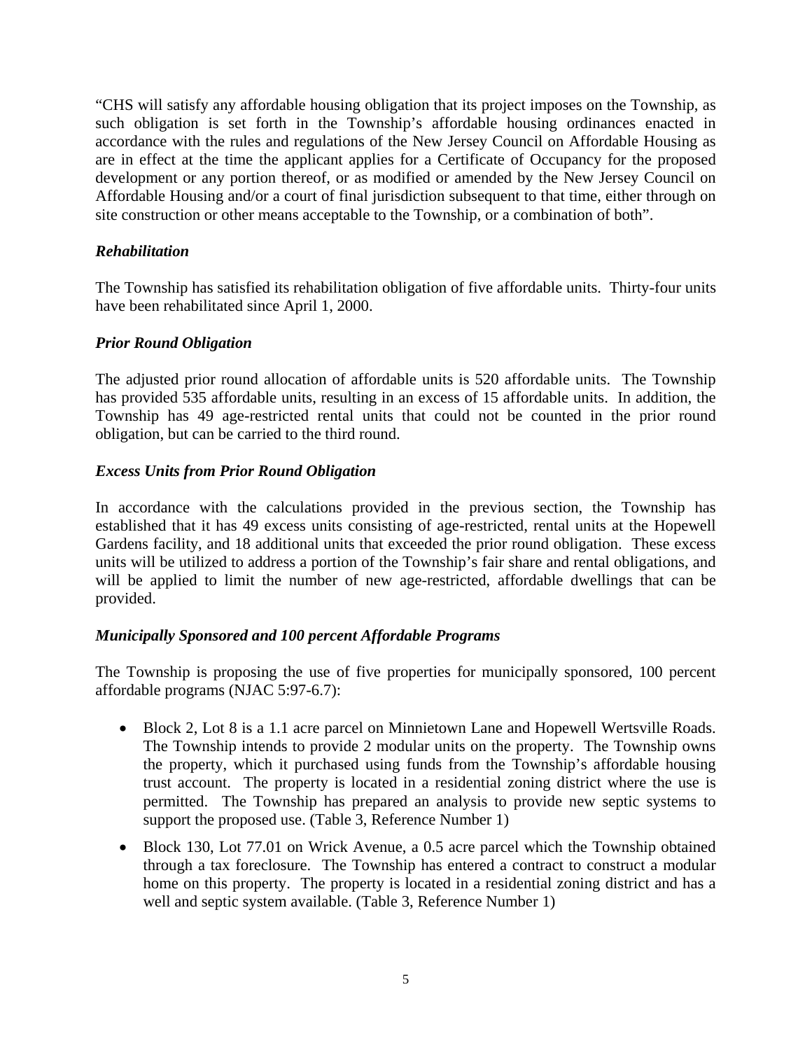"CHS will satisfy any affordable housing obligation that its project imposes on the Township, as such obligation is set forth in the Township's affordable housing ordinances enacted in accordance with the rules and regulations of the New Jersey Council on Affordable Housing as are in effect at the time the applicant applies for a Certificate of Occupancy for the proposed development or any portion thereof, or as modified or amended by the New Jersey Council on Affordable Housing and/or a court of final jurisdiction subsequent to that time, either through on site construction or other means acceptable to the Township, or a combination of both".

### *Rehabilitation*

The Township has satisfied its rehabilitation obligation of five affordable units. Thirty-four units have been rehabilitated since April 1, 2000.

### *Prior Round Obligation*

The adjusted prior round allocation of affordable units is 520 affordable units. The Township has provided 535 affordable units, resulting in an excess of 15 affordable units. In addition, the Township has 49 age-restricted rental units that could not be counted in the prior round obligation, but can be carried to the third round.

### *Excess Units from Prior Round Obligation*

In accordance with the calculations provided in the previous section, the Township has established that it has 49 excess units consisting of age-restricted, rental units at the Hopewell Gardens facility, and 18 additional units that exceeded the prior round obligation. These excess units will be utilized to address a portion of the Township's fair share and rental obligations, and will be applied to limit the number of new age-restricted, affordable dwellings that can be provided.

### *Municipally Sponsored and 100 percent Affordable Programs*

The Township is proposing the use of five properties for municipally sponsored, 100 percent affordable programs (NJAC 5:97-6.7):

- Block 2, Lot 8 is a 1.1 acre parcel on Minnietown Lane and Hopewell Wertsville Roads. The Township intends to provide 2 modular units on the property. The Township owns the property, which it purchased using funds from the Township's affordable housing trust account. The property is located in a residential zoning district where the use is permitted. The Township has prepared an analysis to provide new septic systems to support the proposed use. (Table 3, Reference Number 1)
- Block 130, Lot 77.01 on Wrick Avenue, a 0.5 acre parcel which the Township obtained through a tax foreclosure. The Township has entered a contract to construct a modular home on this property. The property is located in a residential zoning district and has a well and septic system available. (Table 3, Reference Number 1)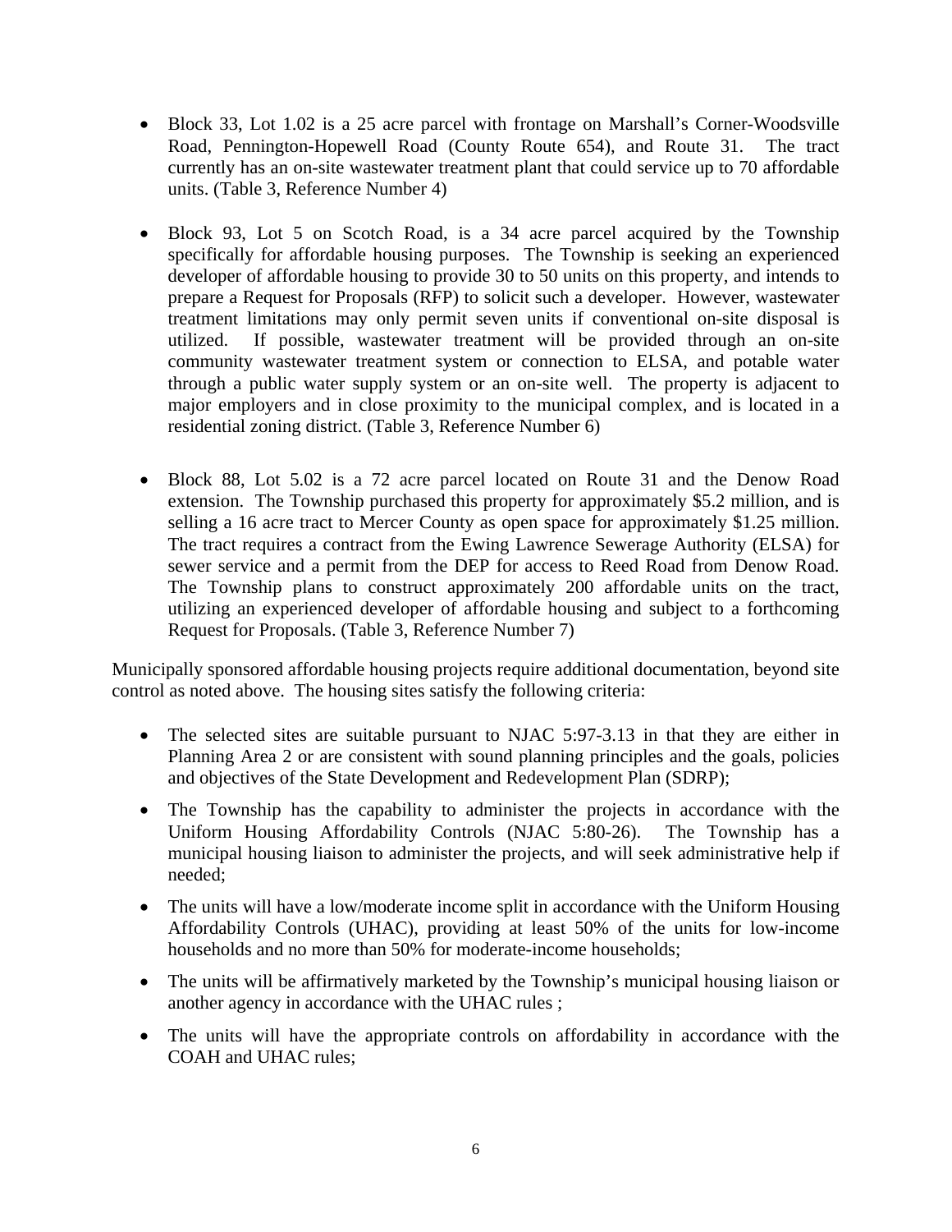- Block 33, Lot 1.02 is a 25 acre parcel with frontage on Marshall's Corner-Woodsville Road, Pennington-Hopewell Road (County Route 654), and Route 31. The tract currently has an on-site wastewater treatment plant that could service up to 70 affordable units. (Table 3, Reference Number 4)

- Block 93, Lot 5 on Scotch Road, is a 34 acre parcel acquired by the Township specifically for affordable housing purposes. The Township is seeking an experienced developer of affordable housing to provide 30 to 50 units on this property, and intends to prepare a Request for Proposals (RFP) to solicit such a developer. However, wastewater treatment limitations may only permit seven units if conventional on-site disposal is utilized. If possible, wastewater treatment will be provided through an on-site community wastewater treatment system or connection to ELSA, and potable water through a public water supply system or an on-site well. The property is adjacent to major employers and in close proximity to the municipal complex, and is located in a residential zoning district. (Table 3, Reference Number 6)

- Block 88, Lot 5.02 is a 72 acre parcel located on Route 31 and the Denow Road extension. The Township purchased this property for approximately $5.2 million, and is selling a 16 acre tract to Mercer County as open space for approximately $1.25 million. The tract requires a contract from the Ewing Lawrence Sewerage Authority (ELSA) for sewer service and a permit from the DEP for access to Reed Road from Denow Road. The Township plans to construct approximately 200 affordable units on the tract, utilizing an experienced developer of affordable housing and subject to a forthcoming Request for Proposals. (Table 3, Reference Number 7)

Municipally sponsored affordable housing projects require additional documentation, beyond site control as noted above. The housing sites satisfy the following criteria:

- The selected sites are suitable pursuant to NJAC 5:97-3.13 in that they are either in Planning Area 2 or are consistent with sound planning principles and the goals, policies and objectives of the State Development and Redevelopment Plan (SDRP);

- The Township has the capability to administer the projects in accordance with the Uniform Housing Affordability Controls (NJAC 5:80-26). The Township has a municipal housing liaison to administer the projects, and will seek administrative help if needed;

- The units will have a low/moderate income split in accordance with the Uniform Housing Affordability Controls (UHAC), providing at least 50% of the units for low-income households and no more than 50% for moderate-income households;

- The units will be affirmatively marketed by the Township's municipal housing liaison or another agency in accordance with the UHAC rules ;

- The units will have the appropriate controls on affordability in accordance with the COAH and UHAC rules;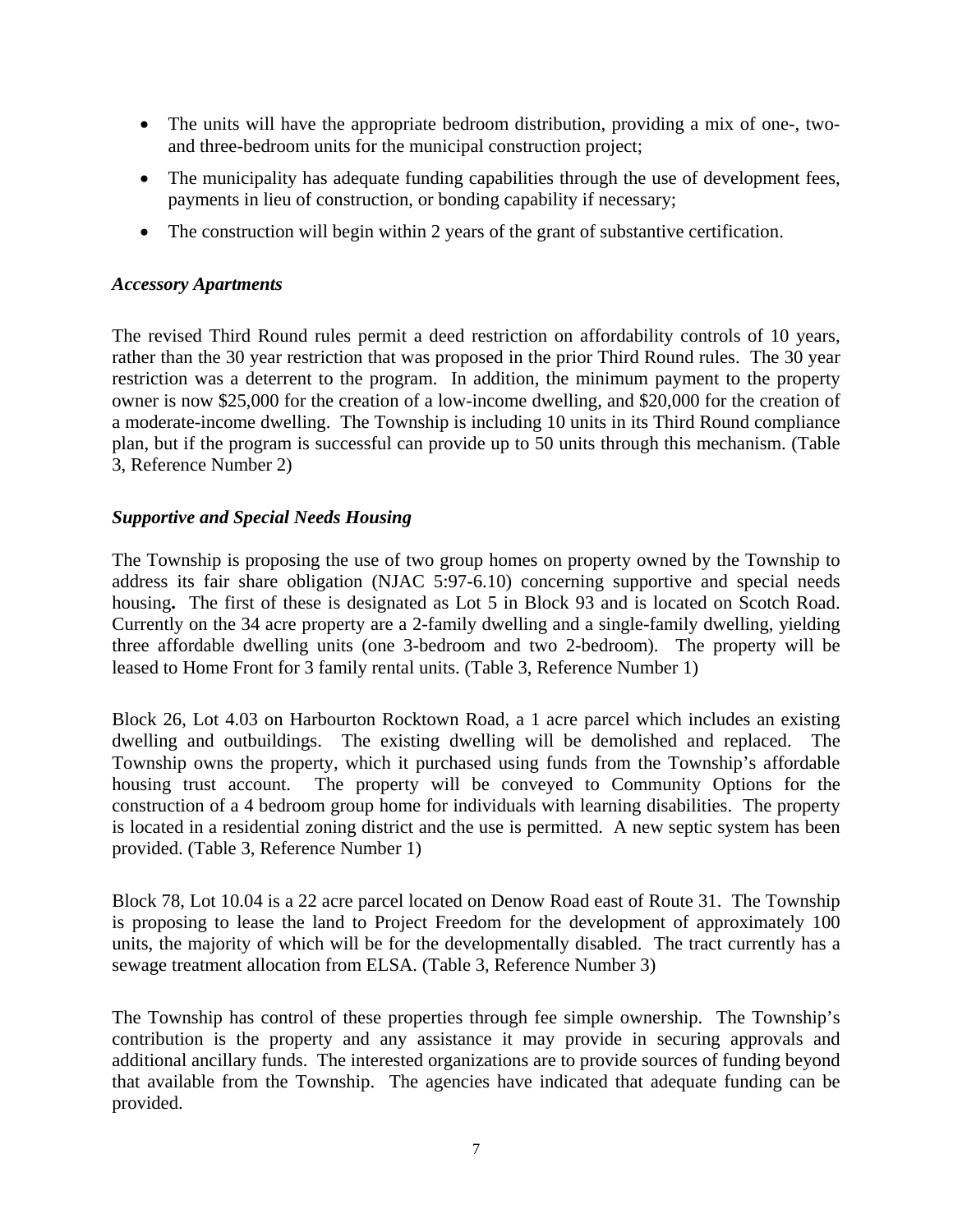- The units will have the appropriate bedroom distribution, providing a mix of one-, two- and three-bedroom units for the municipal construction project;
- The municipality has adequate funding capabilities through the use of development fees, payments in lieu of construction, or bonding capability if necessary;
- The construction will begin within 2 years of the grant of substantive certification.

### *Accessory Apartments*

The revised Third Round rules permit a deed restriction on affordability controls of 10 years, rather than the 30 year restriction that was proposed in the prior Third Round rules. The 30 year restriction was a deterrent to the program. In addition, the minimum payment to the property owner is now $25,000 for the creation of a low-income dwelling, and $20,000 for the creation of a moderate-income dwelling. The Township is including 10 units in its Third Round compliance plan, but if the program is successful can provide up to 50 units through this mechanism. (Table 3, Reference Number 2)

### *Supportive and Special Needs Housing*

The Township is proposing the use of two group homes on property owned by the Township to address its fair share obligation (NJAC 5:97-6.10) concerning supportive and special needs housing**.** The first of these is designated as Lot 5 in Block 93 and is located on Scotch Road. Currently on the 34 acre property are a 2-family dwelling and a single-family dwelling, yielding three affordable dwelling units (one 3-bedroom and two 2-bedroom). The property will be leased to Home Front for 3 family rental units. (Table 3, Reference Number 1)

Block 26, Lot 4.03 on Harbourton Rocktown Road, a 1 acre parcel which includes an existing dwelling and outbuildings. The existing dwelling will be demolished and replaced. The Township owns the property, which it purchased using funds from the Township's affordable housing trust account. The property will be conveyed to Community Options for the construction of a 4 bedroom group home for individuals with learning disabilities. The property is located in a residential zoning district and the use is permitted. A new septic system has been provided. (Table 3, Reference Number 1)

Block 78, Lot 10.04 is a 22 acre parcel located on Denow Road east of Route 31. The Township is proposing to lease the land to Project Freedom for the development of approximately 100 units, the majority of which will be for the developmentally disabled. The tract currently has a sewage treatment allocation from ELSA. (Table 3, Reference Number 3)

The Township has control of these properties through fee simple ownership. The Township's contribution is the property and any assistance it may provide in securing approvals and additional ancillary funds. The interested organizations are to provide sources of funding beyond that available from the Township. The agencies have indicated that adequate funding can be provided.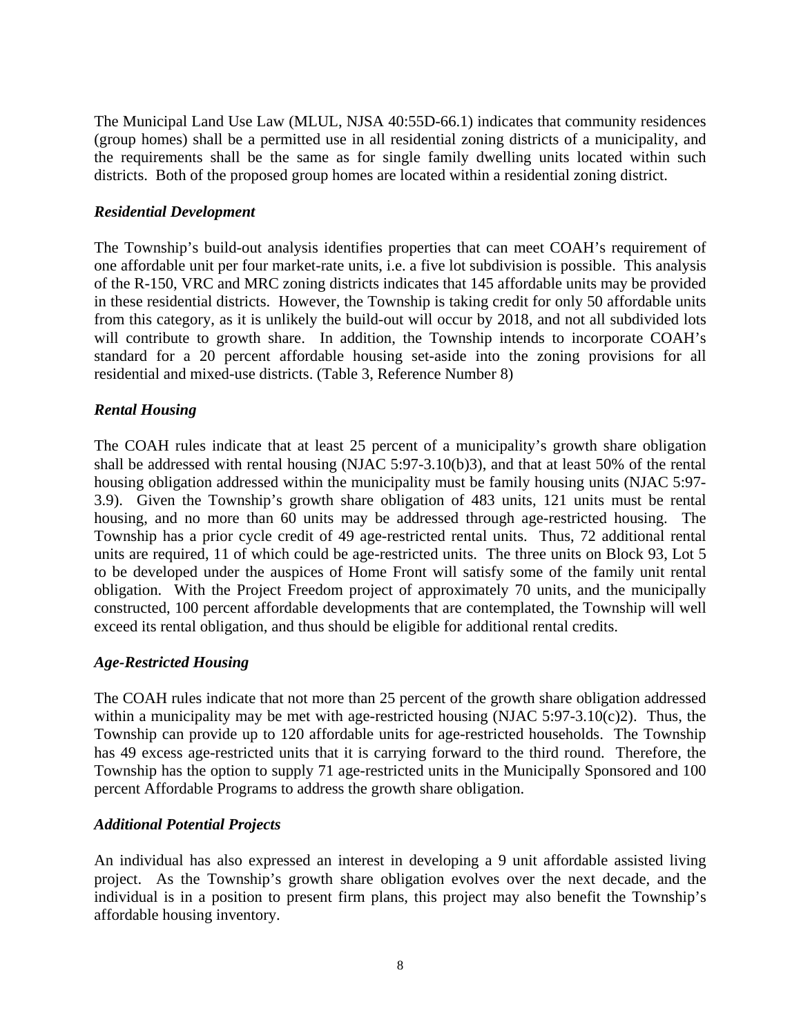The Municipal Land Use Law (MLUL, NJSA 40:55D-66.1) indicates that community residences (group homes) shall be a permitted use in all residential zoning districts of a municipality, and the requirements shall be the same as for single family dwelling units located within such districts. Both of the proposed group homes are located within a residential zoning district.

### *Residential Development*

The Township's build-out analysis identifies properties that can meet COAH's requirement of one affordable unit per four market-rate units, i.e. a five lot subdivision is possible. This analysis of the R-150, VRC and MRC zoning districts indicates that 145 affordable units may be provided in these residential districts. However, the Township is taking credit for only 50 affordable units from this category, as it is unlikely the build-out will occur by 2018, and not all subdivided lots will contribute to growth share. In addition, the Township intends to incorporate COAH's standard for a 20 percent affordable housing set-aside into the zoning provisions for all residential and mixed-use districts. (Table 3, Reference Number 8)

### *Rental Housing*

The COAH rules indicate that at least 25 percent of a municipality's growth share obligation shall be addressed with rental housing (NJAC 5:97-3.10(b)3), and that at least 50% of the rental housing obligation addressed within the municipality must be family housing units (NJAC 5:97-3.9). Given the Township's growth share obligation of 483 units, 121 units must be rental housing, and no more than 60 units may be addressed through age-restricted housing. The Township has a prior cycle credit of 49 age-restricted rental units. Thus, 72 additional rental units are required, 11 of which could be age-restricted units. The three units on Block 93, Lot 5 to be developed under the auspices of Home Front will satisfy some of the family unit rental obligation. With the Project Freedom project of approximately 70 units, and the municipally constructed, 100 percent affordable developments that are contemplated, the Township will well exceed its rental obligation, and thus should be eligible for additional rental credits.

### *Age-Restricted Housing*

The COAH rules indicate that not more than 25 percent of the growth share obligation addressed within a municipality may be met with age-restricted housing (NJAC 5:97-3.10(c)2). Thus, the Township can provide up to 120 affordable units for age-restricted households. The Township has 49 excess age-restricted units that it is carrying forward to the third round. Therefore, the Township has the option to supply 71 age-restricted units in the Municipally Sponsored and 100 percent Affordable Programs to address the growth share obligation.

### *Additional Potential Projects*

An individual has also expressed an interest in developing a 9 unit affordable assisted living project. As the Township's growth share obligation evolves over the next decade, and the individual is in a position to present firm plans, this project may also benefit the Township's affordable housing inventory.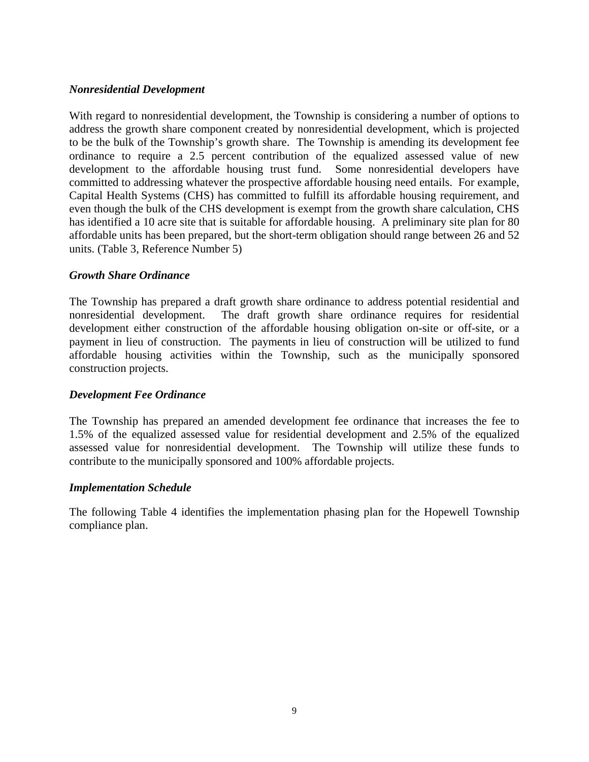***Nonresidential Development***

With regard to nonresidential development, the Township is considering a number of options to address the growth share component created by nonresidential development, which is projected to be the bulk of the Township's growth share. The Township is amending its development fee ordinance to require a 2.5 percent contribution of the equalized assessed value of new development to the affordable housing trust fund. Some nonresidential developers have committed to addressing whatever the prospective affordable housing need entails. For example, Capital Health Systems (CHS) has committed to fulfill its affordable housing requirement, and even though the bulk of the CHS development is exempt from the growth share calculation, CHS has identified a 10 acre site that is suitable for affordable housing. A preliminary site plan for 80 affordable units has been prepared, but the short-term obligation should range between 26 and 52 units. (Table 3, Reference Number 5)

***Growth Share Ordinance***

The Township has prepared a draft growth share ordinance to address potential residential and nonresidential development. The draft growth share ordinance requires for residential development either construction of the affordable housing obligation on-site or off-site, or a payment in lieu of construction. The payments in lieu of construction will be utilized to fund affordable housing activities within the Township, such as the municipally sponsored construction projects.

***Development Fee Ordinance***

The Township has prepared an amended development fee ordinance that increases the fee to 1.5% of the equalized assessed value for residential development and 2.5% of the equalized assessed value for nonresidential development. The Township will utilize these funds to contribute to the municipally sponsored and 100% affordable projects.

***Implementation Schedule***

The following Table 4 identifies the implementation phasing plan for the Hopewell Township compliance plan.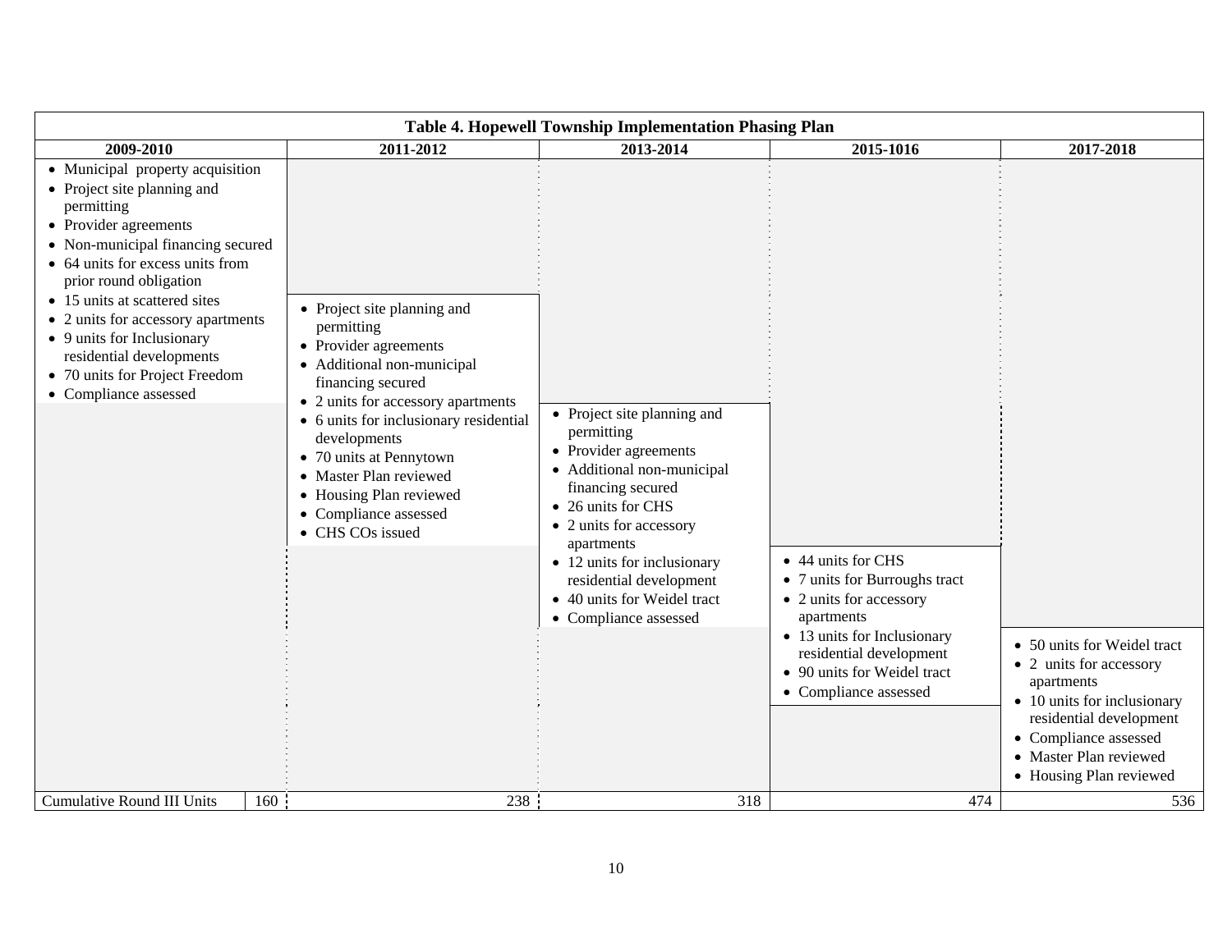| Table 4. Hopewell Township Implementation Phasing Plan | | | | |
|---|---|---|---|---|
| **2009-2010** | **2011-2012** | **2013-2014** | **2015-1016** | **2017-2018** |
| • Municipal property acquisition<br>• Project site planning and permitting<br>• Provider agreements<br>• Non-municipal financing secured<br>• 64 units for excess units from prior round obligation<br>• 15 units at scattered sites<br>• 2 units for accessory apartments<br>• 9 units for Inclusionary residential developments<br>• 70 units for Project Freedom<br>• Compliance assessed | • Project site planning and permitting<br>• Provider agreements<br>• Additional non-municipal financing secured<br>• 2 units for accessory apartments<br>• 6 units for inclusionary residential developments<br>• 70 units at Pennytown<br>• Master Plan reviewed<br>• Housing Plan reviewed<br>• Compliance assessed<br>• CHS COs issued | • Project site planning and permitting<br>• Provider agreements<br>• Additional non-municipal financing secured<br>• 26 units for CHS<br>• 2 units for accessory apartments<br>• 12 units for inclusionary residential development<br>• 40 units for Weidel tract<br>• Compliance assessed | • 44 units for CHS<br>• 7 units for Burroughs tract<br>• 2 units for accessory apartments<br>• 13 units for Inclusionary residential development<br>• 90 units for Weidel tract<br>• Compliance assessed | • 50 units for Weidel tract<br>• 2 units for accessory apartments<br>• 10 units for inclusionary residential development<br>• Compliance assessed<br>• Master Plan reviewed<br>• Housing Plan reviewed |
| Cumulative Round III Units 160 | 238 | 318 | 474 | 536 |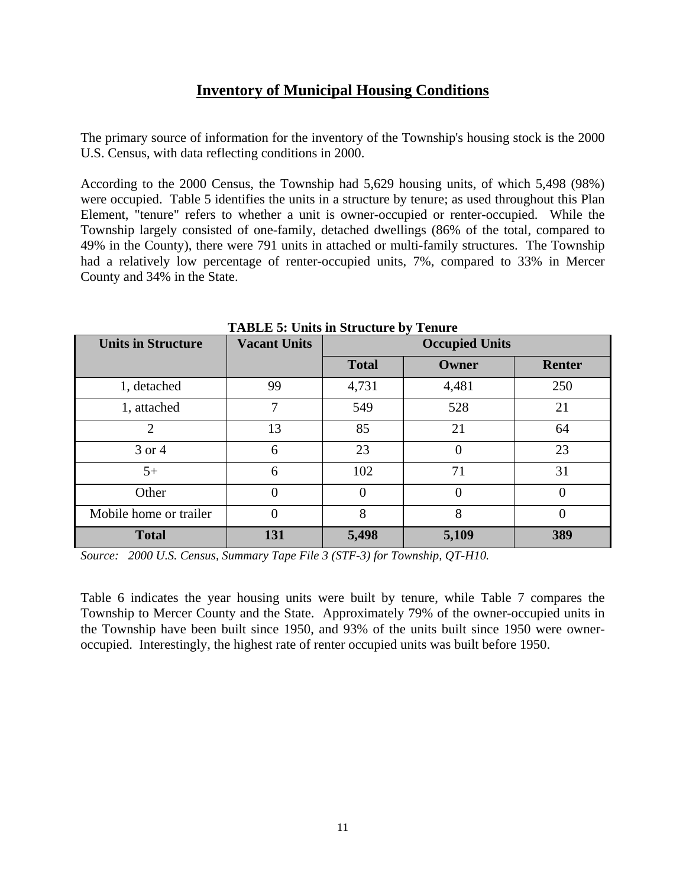## Inventory of Municipal Housing Conditions

The primary source of information for the inventory of the Township's housing stock is the 2000 U.S. Census, with data reflecting conditions in 2000.

According to the 2000 Census, the Township had 5,629 housing units, of which 5,498 (98%) were occupied. Table 5 identifies the units in a structure by tenure; as used throughout this Plan Element, "tenure" refers to whether a unit is owner-occupied or renter-occupied. While the Township largely consisted of one-family, detached dwellings (86% of the total, compared to 49% in the County), there were 791 units in attached or multi-family structures. The Township had a relatively low percentage of renter-occupied units, 7%, compared to 33% in Mercer County and 34% in the State.

**TABLE 5: Units in Structure by Tenure**

| Units in Structure | Vacant Units | Occupied Units | | |
|---|---|---|---|---|
| | | Total | Owner | Renter |
| 1, detached | 99 | 4,731 | 4,481 | 250 |
| 1, attached | 7 | 549 | 528 | 21 |
| 2 | 13 | 85 | 21 | 64 |
| 3 or 4 | 6 | 23 | 0 | 23 |
| 5+ | 6 | 102 | 71 | 31 |
| Other | 0 | 0 | 0 | 0 |
| Mobile home or trailer | 0 | 8 | 8 | 0 |
| **Total** | **131** | **5,498** | **5,109** | **389** |

*Source: 2000 U.S. Census, Summary Tape File 3 (STF-3) for Township, QT-H10.*

Table 6 indicates the year housing units were built by tenure, while Table 7 compares the Township to Mercer County and the State. Approximately 79% of the owner-occupied units in the Township have been built since 1950, and 93% of the units built since 1950 were owner-occupied. Interestingly, the highest rate of renter occupied units was built before 1950.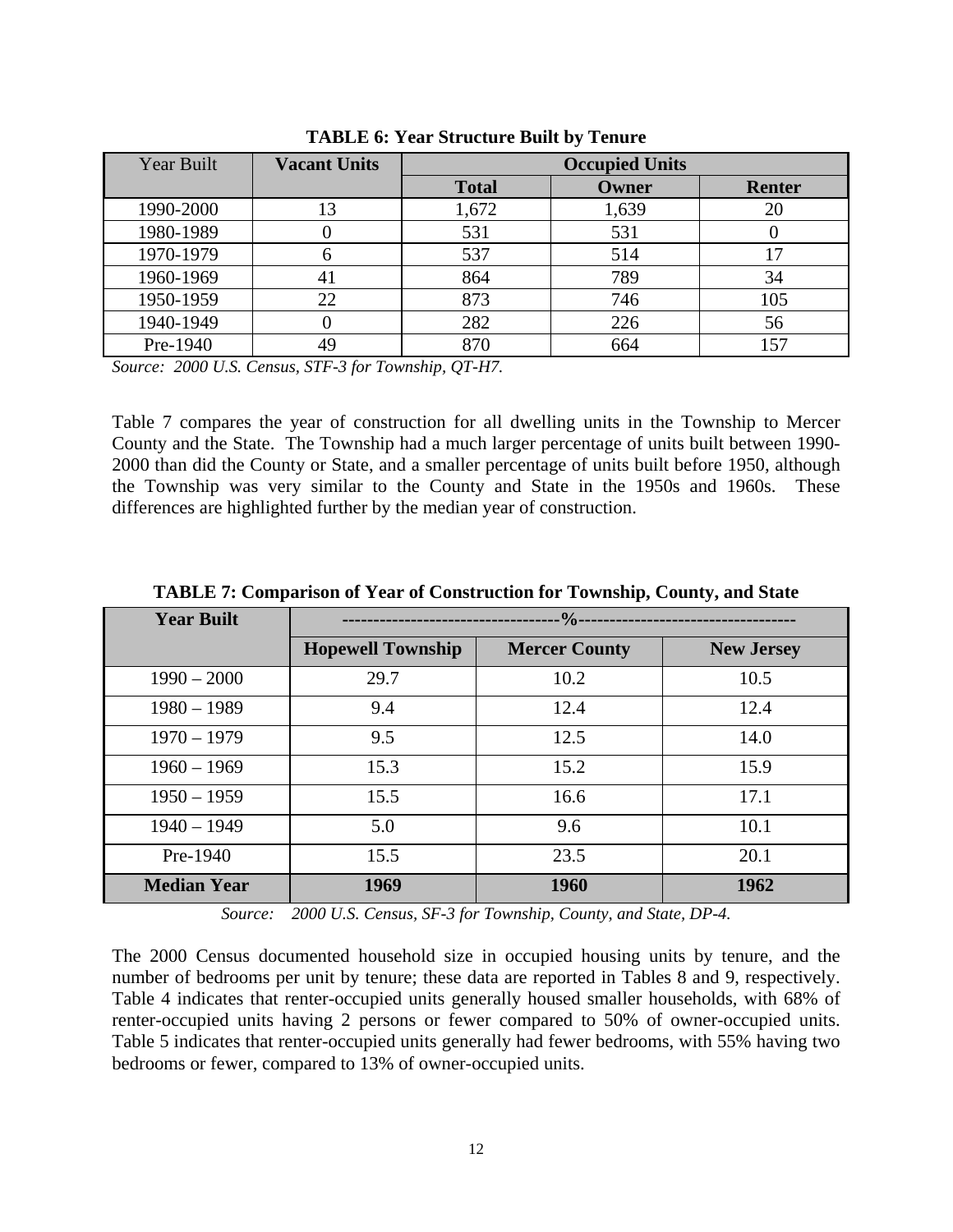**TABLE 6: Year Structure Built by Tenure**

| Year Built | Vacant Units | Occupied Units | | |
|---|---|---|---|---|
| | | Total | Owner | Renter |
| 1990-2000 | 13 | 1,672 | 1,639 | 20 |
| 1980-1989 | 0 | 531 | 531 | 0 |
| 1970-1979 | 6 | 537 | 514 | 17 |
| 1960-1969 | 41 | 864 | 789 | 34 |
| 1950-1959 | 22 | 873 | 746 | 105 |
| 1940-1949 | 0 | 282 | 226 | 56 |
| Pre-1940 | 49 | 870 | 664 | 157 |

*Source: 2000 U.S. Census, STF-3 for Township, QT-H7.*

Table 7 compares the year of construction for all dwelling units in the Township to Mercer County and the State. The Township had a much larger percentage of units built between 1990-2000 than did the County or State, and a smaller percentage of units built before 1950, although the Township was very similar to the County and State in the 1950s and 1960s. These differences are highlighted further by the median year of construction.

**TABLE 7: Comparison of Year of Construction for Township, County, and State**

| Year Built | % | | |
|---|---|---|---|
| | Hopewell Township | Mercer County | New Jersey |
| 1990 – 2000 | 29.7 | 10.2 | 10.5 |
| 1980 – 1989 | 9.4 | 12.4 | 12.4 |
| 1970 – 1979 | 9.5 | 12.5 | 14.0 |
| 1960 – 1969 | 15.3 | 15.2 | 15.9 |
| 1950 – 1959 | 15.5 | 16.6 | 17.1 |
| 1940 – 1949 | 5.0 | 9.6 | 10.1 |
| Pre-1940 | 15.5 | 23.5 | 20.1 |
| **Median Year** | **1969** | **1960** | **1962** |

*Source: 2000 U.S. Census, SF-3 for Township, County, and State, DP-4.*

The 2000 Census documented household size in occupied housing units by tenure, and the number of bedrooms per unit by tenure; these data are reported in Tables 8 and 9, respectively. Table 4 indicates that renter-occupied units generally housed smaller households, with 68% of renter-occupied units having 2 persons or fewer compared to 50% of owner-occupied units. Table 5 indicates that renter-occupied units generally had fewer bedrooms, with 55% having two bedrooms or fewer, compared to 13% of owner-occupied units.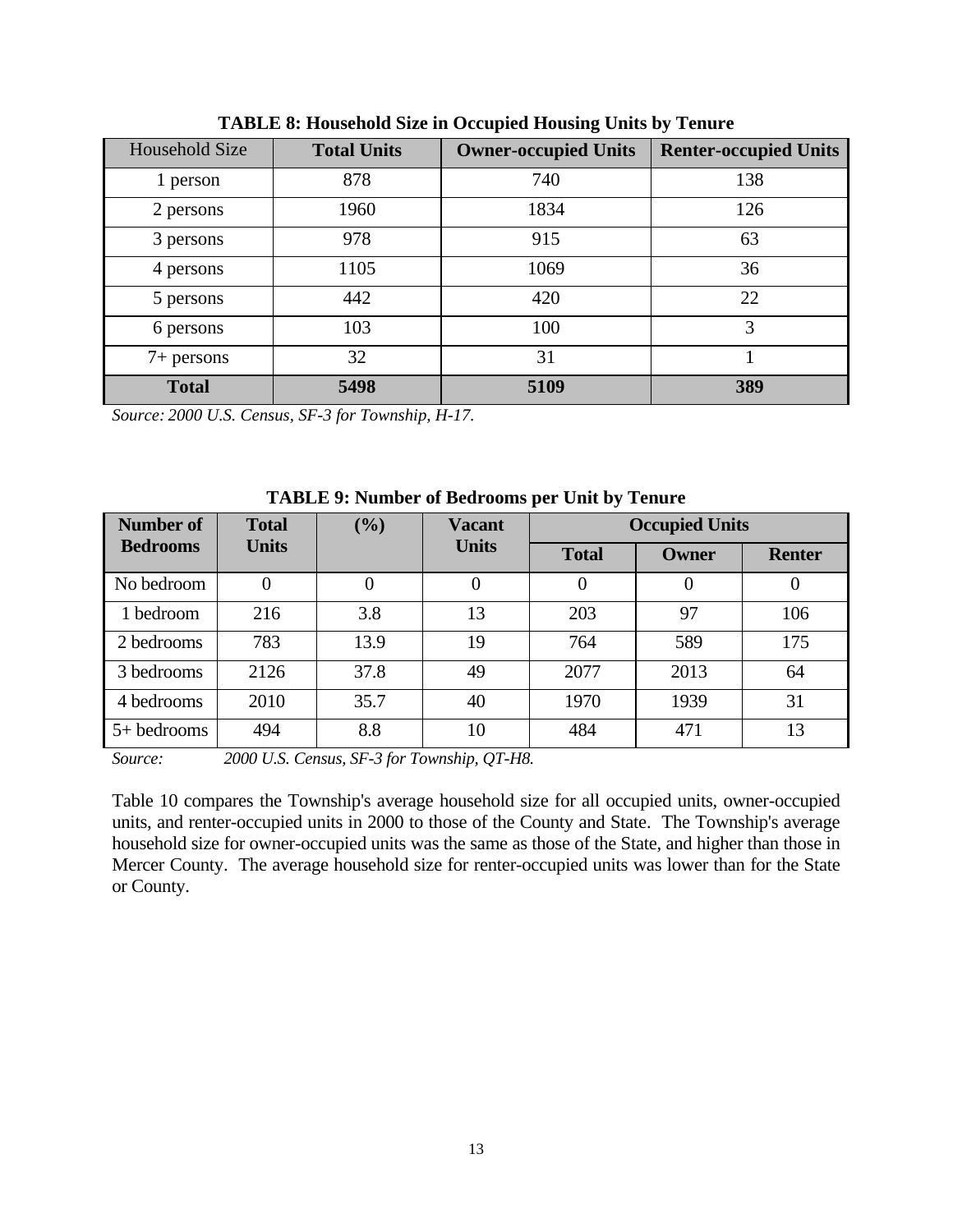**TABLE 8: Household Size in Occupied Housing Units by Tenure**

| Household Size | Total Units | Owner-occupied Units | Renter-occupied Units |
|---|---|---|---|
| 1 person | 878 | 740 | 138 |
| 2 persons | 1960 | 1834 | 126 |
| 3 persons | 978 | 915 | 63 |
| 4 persons | 1105 | 1069 | 36 |
| 5 persons | 442 | 420 | 22 |
| 6 persons | 103 | 100 | 3 |
| 7+ persons | 32 | 31 | 1 |
| **Total** | **5498** | **5109** | **389** |

*Source: 2000 U.S. Census, SF-3 for Township, H-17.*

**TABLE 9: Number of Bedrooms per Unit by Tenure**

| Number of Bedrooms | Total Units | (%) | Vacant Units | Occupied Units | | |
|---|---|---|---|---|---|---|
| | | | | Total | Owner | Renter |
| No bedroom | 0 | 0 | 0 | 0 | 0 | 0 |
| 1 bedroom | 216 | 3.8 | 13 | 203 | 97 | 106 |
| 2 bedrooms | 783 | 13.9 | 19 | 764 | 589 | 175 |
| 3 bedrooms | 2126 | 37.8 | 49 | 2077 | 2013 | 64 |
| 4 bedrooms | 2010 | 35.7 | 40 | 1970 | 1939 | 31 |
| 5+ bedrooms | 494 | 8.8 | 10 | 484 | 471 | 13 |

*Source: 2000 U.S. Census, SF-3 for Township, QT-H8.*

Table 10 compares the Township's average household size for all occupied units, owner-occupied units, and renter-occupied units in 2000 to those of the County and State. The Township's average household size for owner-occupied units was the same as those of the State, and higher than those in Mercer County. The average household size for renter-occupied units was lower than for the State or County.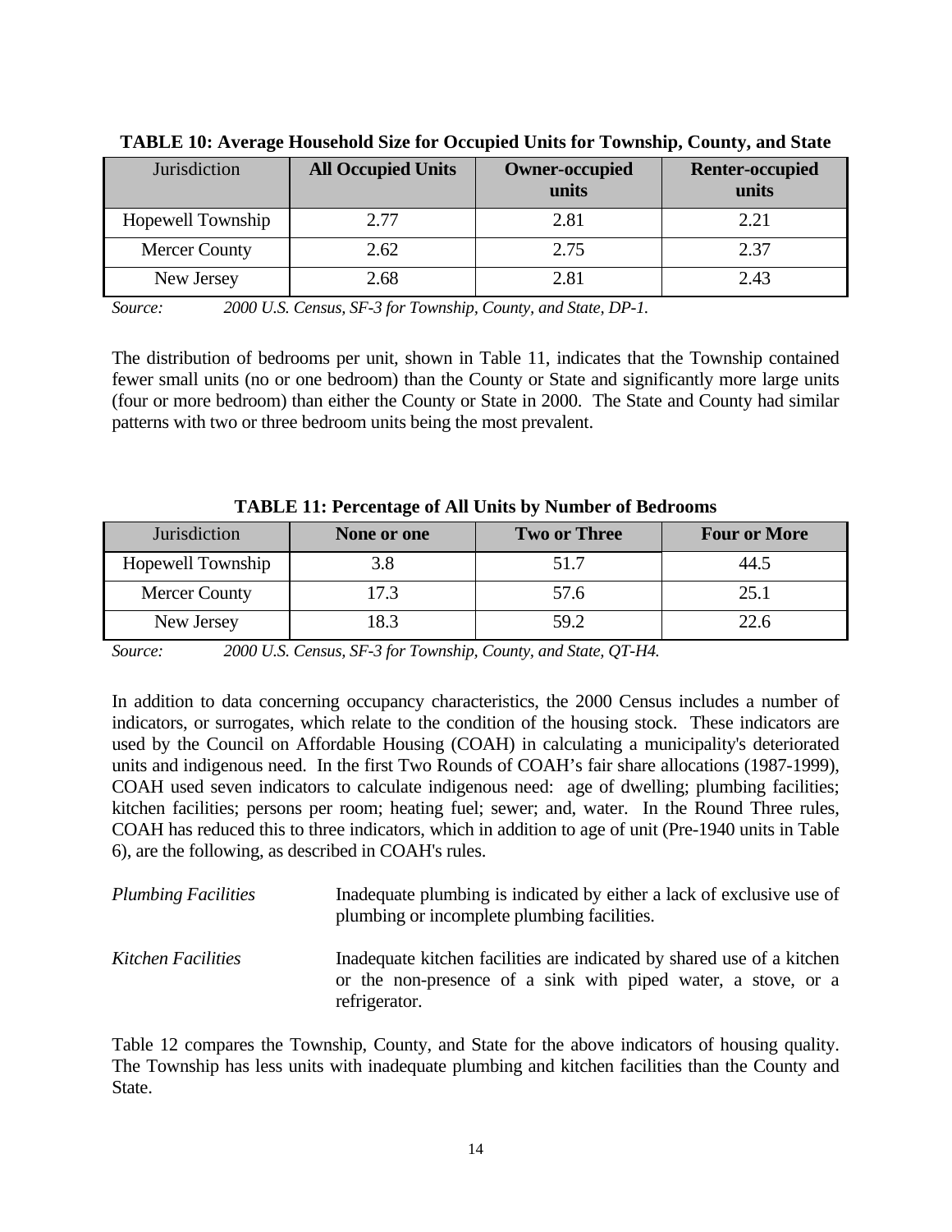**TABLE 10: Average Household Size for Occupied Units for Township, County, and State**

| Jurisdiction | All Occupied Units | Owner-occupied units | Renter-occupied units |
|---|---|---|---|
| Hopewell Township | 2.77 | 2.81 | 2.21 |
| Mercer County | 2.62 | 2.75 | 2.37 |
| New Jersey | 2.68 | 2.81 | 2.43 |

*Source: 2000 U.S. Census, SF-3 for Township, County, and State, DP-1.*

The distribution of bedrooms per unit, shown in Table 11, indicates that the Township contained fewer small units (no or one bedroom) than the County or State and significantly more large units (four or more bedroom) than either the County or State in 2000. The State and County had similar patterns with two or three bedroom units being the most prevalent.

**TABLE 11: Percentage of All Units by Number of Bedrooms**

| Jurisdiction | None or one | Two or Three | Four or More |
|---|---|---|---|
| Hopewell Township | 3.8 | 51.7 | 44.5 |
| Mercer County | 17.3 | 57.6 | 25.1 |
| New Jersey | 18.3 | 59.2 | 22.6 |

*Source: 2000 U.S. Census, SF-3 for Township, County, and State, QT-H4.*

In addition to data concerning occupancy characteristics, the 2000 Census includes a number of indicators, or surrogates, which relate to the condition of the housing stock. These indicators are used by the Council on Affordable Housing (COAH) in calculating a municipality's deteriorated units and indigenous need. In the first Two Rounds of COAH's fair share allocations (1987-1999), COAH used seven indicators to calculate indigenous need: age of dwelling; plumbing facilities; kitchen facilities; persons per room; heating fuel; sewer; and, water. In the Round Three rules, COAH has reduced this to three indicators, which in addition to age of unit (Pre-1940 units in Table 6), are the following, as described in COAH's rules.

*Plumbing Facilities* — Inadequate plumbing is indicated by either a lack of exclusive use of plumbing or incomplete plumbing facilities.

*Kitchen Facilities* — Inadequate kitchen facilities are indicated by shared use of a kitchen or the non-presence of a sink with piped water, a stove, or a refrigerator.

Table 12 compares the Township, County, and State for the above indicators of housing quality. The Township has less units with inadequate plumbing and kitchen facilities than the County and State.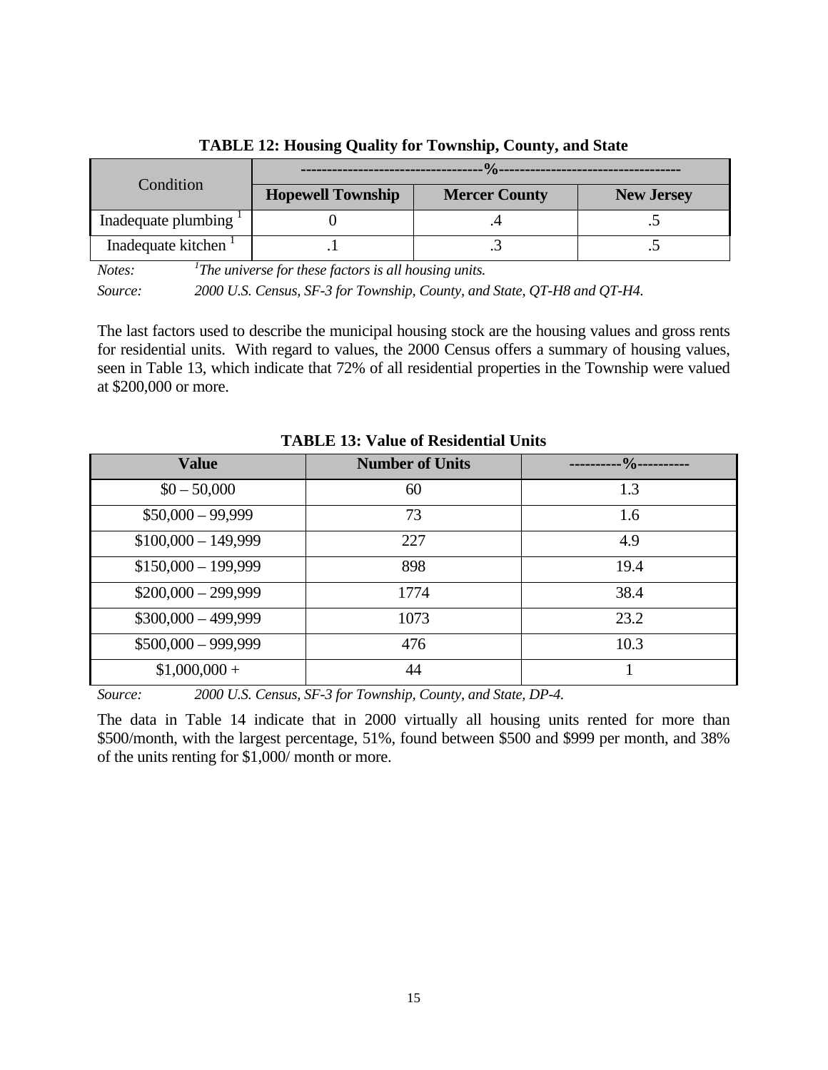**TABLE 12: Housing Quality for Township, County, and State**

| Condition | ----------------------------------%---------------------------------- | | |
|---|---|---|---|
| | **Hopewell Township** | **Mercer County** | **New Jersey** |
| Inadequate plumbing [1] | 0 | .4 | .5 |
| Inadequate kitchen [1] | .1 | .3 | .5 |

*Notes:* [1]*The universe for these factors is all housing units.*

*Source: 2000 U.S. Census, SF-3 for Township, County, and State, QT-H8 and QT-H4.*

The last factors used to describe the municipal housing stock are the housing values and gross rents for residential units. With regard to values, the 2000 Census offers a summary of housing values, seen in Table 13, which indicate that 72% of all residential properties in the Township were valued at $200,000 or more.

**TABLE 13: Value of Residential Units**

| Value | Number of Units | ----------%---------- |
|---|---|---|
| $0 – 50,000 | 60 | 1.3 |
| $50,000 – 99,999 | 73 | 1.6 |
| $100,000 – 149,999 | 227 | 4.9 |
| $150,000 – 199,999 | 898 | 19.4 |
| $200,000 – 299,999 | 1774 | 38.4 |
| $300,000 – 499,999 | 1073 | 23.2 |
| $500,000 – 999,999 | 476 | 10.3 |
| $1,000,000 + | 44 | 1 |

*Source: 2000 U.S. Census, SF-3 for Township, County, and State, DP-4.*

The data in Table 14 indicate that in 2000 virtually all housing units rented for more than $500/month, with the largest percentage, 51%, found between $500 and $999 per month, and 38% of the units renting for $1,000/ month or more.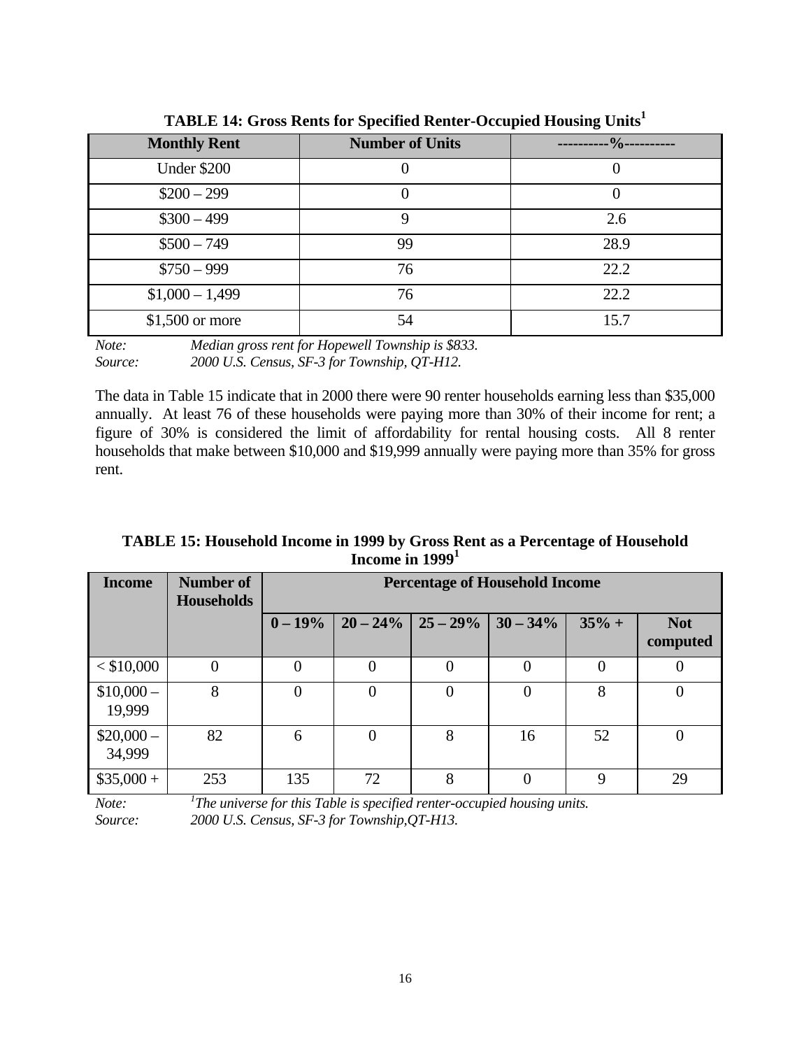**TABLE 14: Gross Rents for Specified Renter-Occupied Housing Units[1]**

| Monthly Rent | Number of Units | ----------%---------- |
|---|---|---|
| Under $200 | 0 | 0 |
| $200 – 299 | 0 | 0 |
| $300 – 499 | 9 | 2.6 |
| $500 – 749 | 99 | 28.9 |
| $750 – 999 | 76 | 22.2 |
| $1,000 – 1,499 | 76 | 22.2 |
| $1,500 or more | 54 | 15.7 |

*Note:* *Median gross rent for Hopewell Township is $833.*
*Source:* *2000 U.S. Census, SF-3 for Township, QT-H12.*

The data in Table 15 indicate that in 2000 there were 90 renter households earning less than $35,000 annually. At least 76 of these households were paying more than 30% of their income for rent; a figure of 30% is considered the limit of affordability for rental housing costs. All 8 renter households that make between $10,000 and $19,999 annually were paying more than 35% for gross rent.

**TABLE 15: Household Income in 1999 by Gross Rent as a Percentage of Household Income in 1999[1]**

| Income | Number of Households | Percentage of Household Income | | | | | |
|---|---|---|---|---|---|---|---|
| | | 0 – 19% | 20 – 24% | 25 – 29% | 30 – 34% | 35% + | Not computed |
| < $10,000 | 0 | 0 | 0 | 0 | 0 | 0 | 0 |
| $10,000 – 19,999 | 8 | 0 | 0 | 0 | 0 | 8 | 0 |
| $20,000 – 34,999 | 82 | 6 | 0 | 8 | 16 | 52 | 0 |
| $35,000 + | 253 | 135 | 72 | 8 | 0 | 9 | 29 |

*Note:* [1]*The universe for this Table is specified renter-occupied housing units.*
*Source:* *2000 U.S. Census, SF-3 for Township,QT-H13.*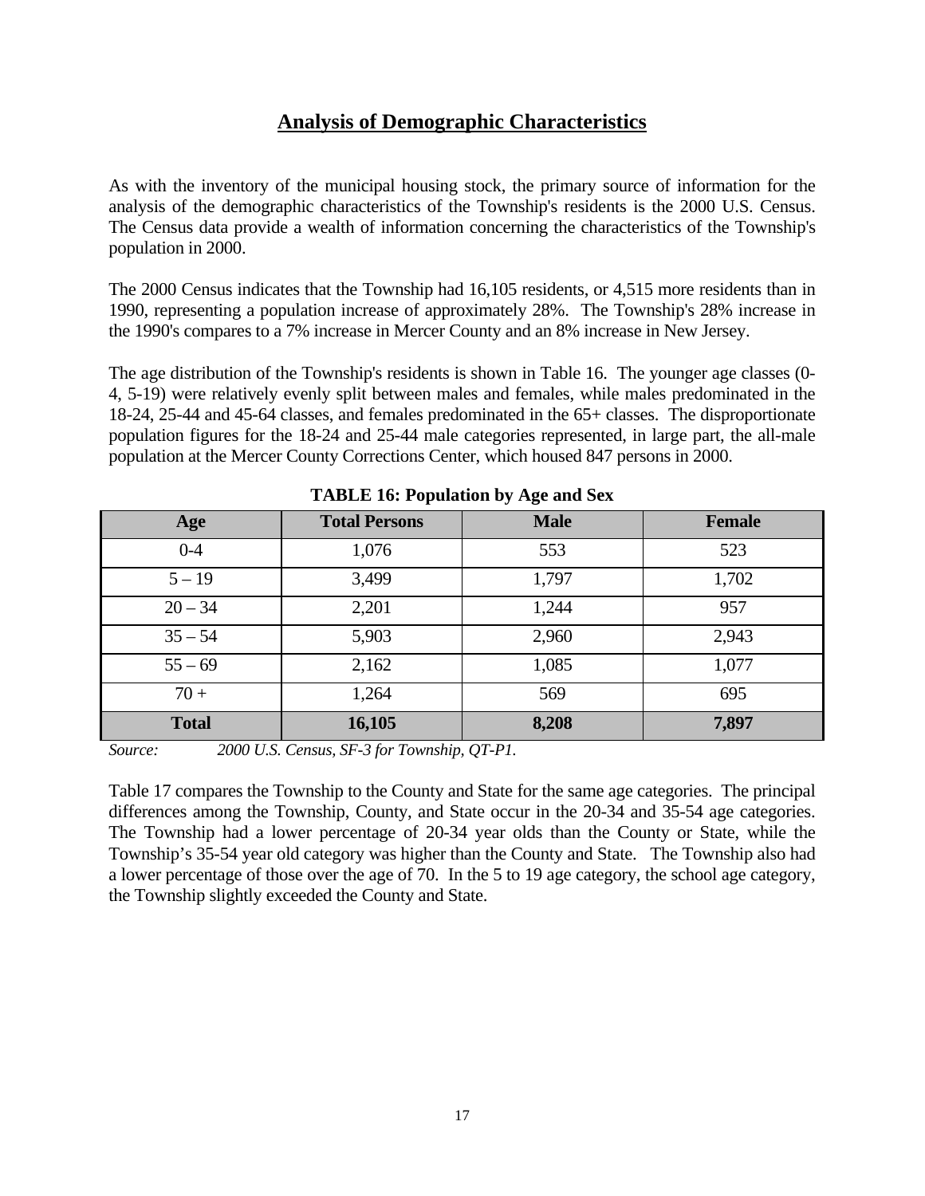## Analysis of Demographic Characteristics

As with the inventory of the municipal housing stock, the primary source of information for the analysis of the demographic characteristics of the Township's residents is the 2000 U.S. Census. The Census data provide a wealth of information concerning the characteristics of the Township's population in 2000.

The 2000 Census indicates that the Township had 16,105 residents, or 4,515 more residents than in 1990, representing a population increase of approximately 28%. The Township's 28% increase in the 1990's compares to a 7% increase in Mercer County and an 8% increase in New Jersey.

The age distribution of the Township's residents is shown in Table 16. The younger age classes (0-4, 5-19) were relatively evenly split between males and females, while males predominated in the 18-24, 25-44 and 45-64 classes, and females predominated in the 65+ classes. The disproportionate population figures for the 18-24 and 25-44 male categories represented, in large part, the all-male population at the Mercer County Corrections Center, which housed 847 persons in 2000.

**TABLE 16: Population by Age and Sex**

| Age | Total Persons | Male | Female |
|---|---|---|---|
| 0-4 | 1,076 | 553 | 523 |
| 5 – 19 | 3,499 | 1,797 | 1,702 |
| 20 – 34 | 2,201 | 1,244 | 957 |
| 35 – 54 | 5,903 | 2,960 | 2,943 |
| 55 – 69 | 2,162 | 1,085 | 1,077 |
| 70 + | 1,264 | 569 | 695 |
| **Total** | **16,105** | **8,208** | **7,897** |

*Source: 2000 U.S. Census, SF-3 for Township, QT-P1.*

Table 17 compares the Township to the County and State for the same age categories. The principal differences among the Township, County, and State occur in the 20-34 and 35-54 age categories. The Township had a lower percentage of 20-34 year olds than the County or State, while the Township's 35-54 year old category was higher than the County and State. The Township also had a lower percentage of those over the age of 70. In the 5 to 19 age category, the school age category, the Township slightly exceeded the County and State.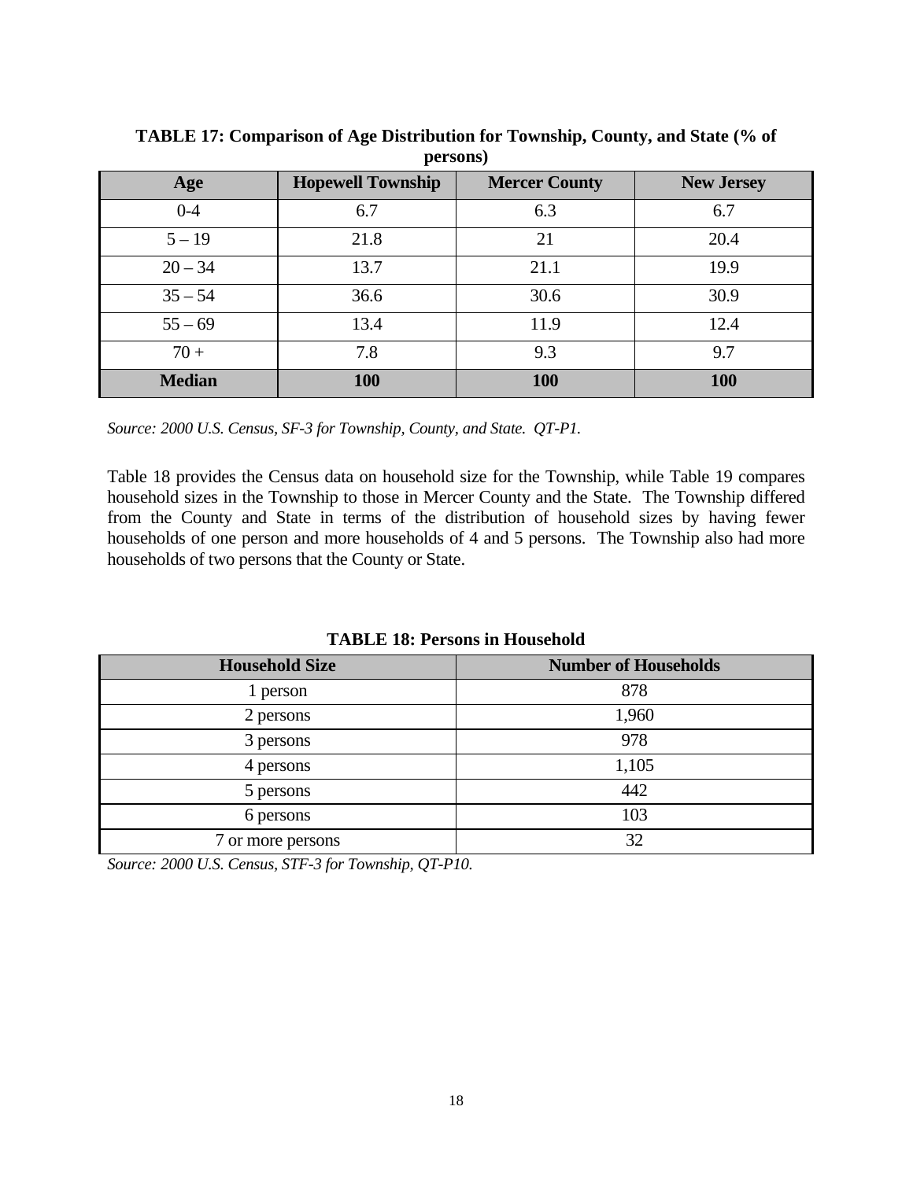**TABLE 17: Comparison of Age Distribution for Township, County, and State (% of persons)**

| Age | Hopewell Township | Mercer County | New Jersey |
|---|---|---|---|
| 0-4 | 6.7 | 6.3 | 6.7 |
| 5 – 19 | 21.8 | 21 | 20.4 |
| 20 – 34 | 13.7 | 21.1 | 19.9 |
| 35 – 54 | 36.6 | 30.6 | 30.9 |
| 55 – 69 | 13.4 | 11.9 | 12.4 |
| 70 + | 7.8 | 9.3 | 9.7 |
| **Median** | **100** | **100** | **100** |

*Source: 2000 U.S. Census, SF-3 for Township, County, and State. QT-P1.*

Table 18 provides the Census data on household size for the Township, while Table 19 compares household sizes in the Township to those in Mercer County and the State. The Township differed from the County and State in terms of the distribution of household sizes by having fewer households of one person and more households of 4 and 5 persons. The Township also had more households of two persons that the County or State.

**TABLE 18: Persons in Household**

| Household Size | Number of Households |
|---|---|
| 1 person | 878 |
| 2 persons | 1,960 |
| 3 persons | 978 |
| 4 persons | 1,105 |
| 5 persons | 442 |
| 6 persons | 103 |
| 7 or more persons | 32 |

*Source: 2000 U.S. Census, STF-3 for Township, QT-P10.*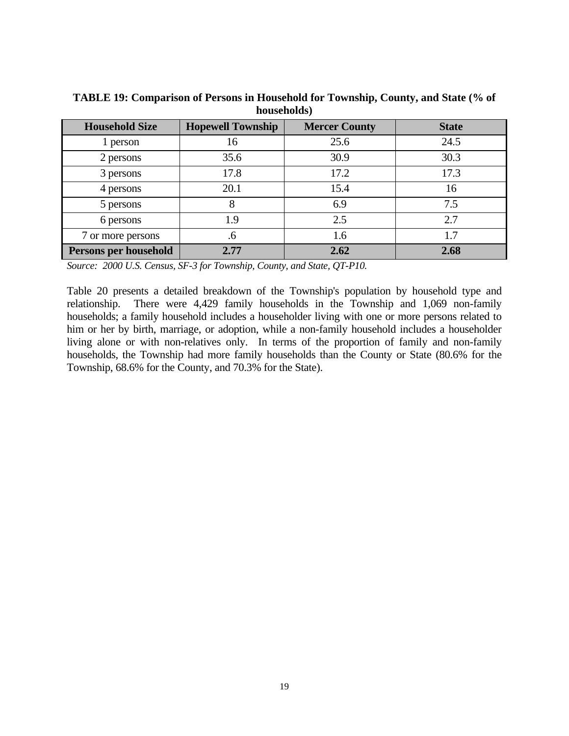**TABLE 19: Comparison of Persons in Household for Township, County, and State (% of households)**

| Household Size | Hopewell Township | Mercer County | State |
|---|---|---|---|
| 1 person | 16 | 25.6 | 24.5 |
| 2 persons | 35.6 | 30.9 | 30.3 |
| 3 persons | 17.8 | 17.2 | 17.3 |
| 4 persons | 20.1 | 15.4 | 16 |
| 5 persons | 8 | 6.9 | 7.5 |
| 6 persons | 1.9 | 2.5 | 2.7 |
| 7 or more persons | .6 | 1.6 | 1.7 |
| **Persons per household** | **2.77** | **2.62** | **2.68** |

*Source: 2000 U.S. Census, SF-3 for Township, County, and State, QT-P10.*

Table 20 presents a detailed breakdown of the Township's population by household type and relationship. There were 4,429 family households in the Township and 1,069 non-family households; a family household includes a householder living with one or more persons related to him or her by birth, marriage, or adoption, while a non-family household includes a householder living alone or with non-relatives only. In terms of the proportion of family and non-family households, the Township had more family households than the County or State (80.6% for the Township, 68.6% for the County, and 70.3% for the State).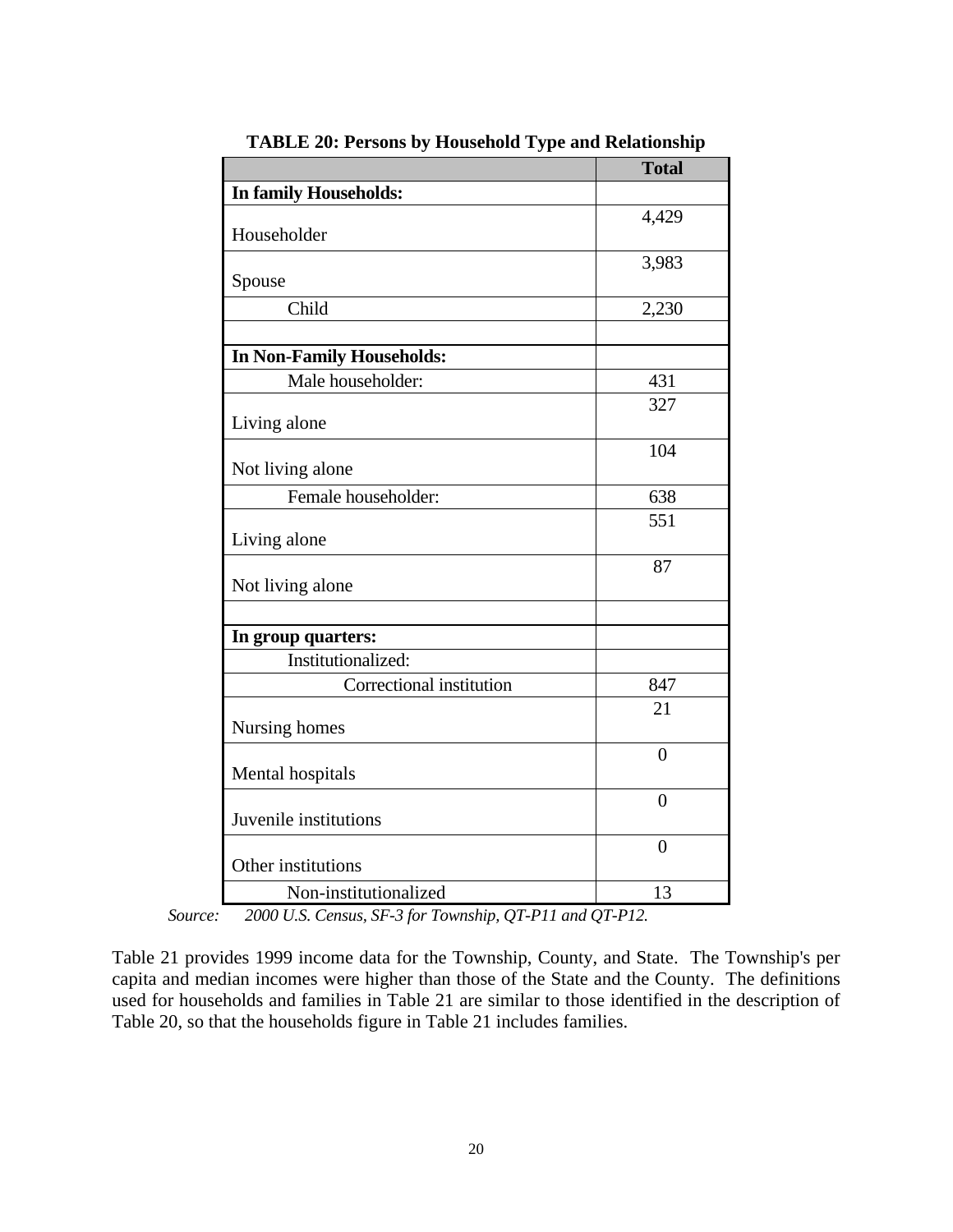**TABLE 20: Persons by Household Type and Relationship**

| | Total |
|---|---|
| **In family Households:** | |
| Householder | 4,429 |
| Spouse | 3,983 |
| Child | 2,230 |
| | |
| **In Non-Family Households:** | |
| Male householder: | 431 |
| Living alone | 327 |
| Not living alone | 104 |
| Female householder: | 638 |
| Living alone | 551 |
| Not living alone | 87 |
| | |
| **In group quarters:** | |
| Institutionalized: | |
| Correctional institution | 847 |
| Nursing homes | 21 |
| Mental hospitals | 0 |
| Juvenile institutions | 0 |
| Other institutions | 0 |
| Non-institutionalized | 13 |

*Source: 2000 U.S. Census, SF-3 for Township, QT-P11 and QT-P12.*

Table 21 provides 1999 income data for the Township, County, and State. The Township's per capita and median incomes were higher than those of the State and the County. The definitions used for households and families in Table 21 are similar to those identified in the description of Table 20, so that the households figure in Table 21 includes families.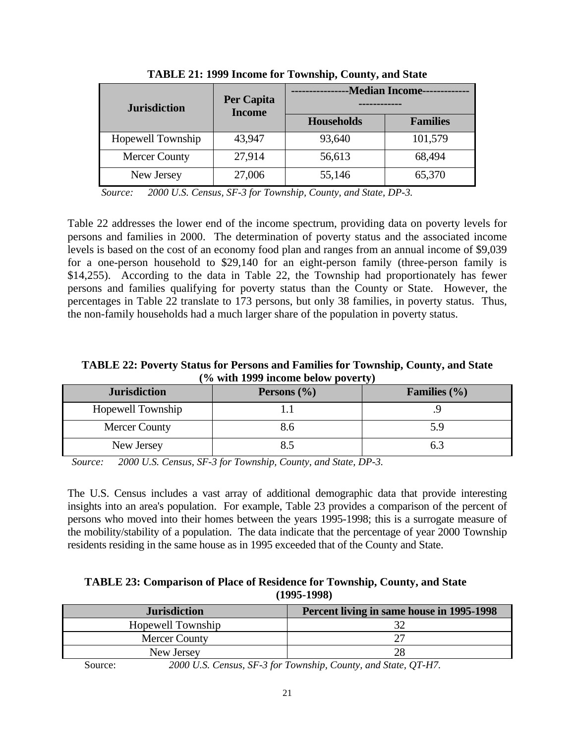**TABLE 21: 1999 Income for Township, County, and State**

| Jurisdiction | Per Capita Income | ---------------Median Income------------------------ | |
|---|---|---|---|
| | | Households | Families |
| Hopewell Township | 43,947 | 93,640 | 101,579 |
| Mercer County | 27,914 | 56,613 | 68,494 |
| New Jersey | 27,006 | 55,146 | 65,370 |

*Source: 2000 U.S. Census, SF-3 for Township, County, and State, DP-3.*

Table 22 addresses the lower end of the income spectrum, providing data on poverty levels for persons and families in 2000. The determination of poverty status and the associated income levels is based on the cost of an economy food plan and ranges from an annual income of $9,039 for a one-person household to $29,140 for an eight-person family (three-person family is $14,255). According to the data in Table 22, the Township had proportionately has fewer persons and families qualifying for poverty status than the County or State. However, the percentages in Table 22 translate to 173 persons, but only 38 families, in poverty status. Thus, the non-family households had a much larger share of the population in poverty status.

**TABLE 22: Poverty Status for Persons and Families for Township, County, and State (% with 1999 income below poverty)**

| Jurisdiction | Persons (%) | Families (%) |
|---|---|---|
| Hopewell Township | 1.1 | .9 |
| Mercer County | 8.6 | 5.9 |
| New Jersey | 8.5 | 6.3 |

*Source: 2000 U.S. Census, SF-3 for Township, County, and State, DP-3.*

The U.S. Census includes a vast array of additional demographic data that provide interesting insights into an area's population. For example, Table 23 provides a comparison of the percent of persons who moved into their homes between the years 1995-1998; this is a surrogate measure of the mobility/stability of a population. The data indicate that the percentage of year 2000 Township residents residing in the same house as in 1995 exceeded that of the County and State.

**TABLE 23: Comparison of Place of Residence for Township, County, and State (1995-1998)**

| Jurisdiction | Percent living in same house in 1995-1998 |
|---|---|
| Hopewell Township | 32 |
| Mercer County | 27 |
| New Jersey | 28 |

Source: *2000 U.S. Census, SF-3 for Township, County, and State, QT-H7.*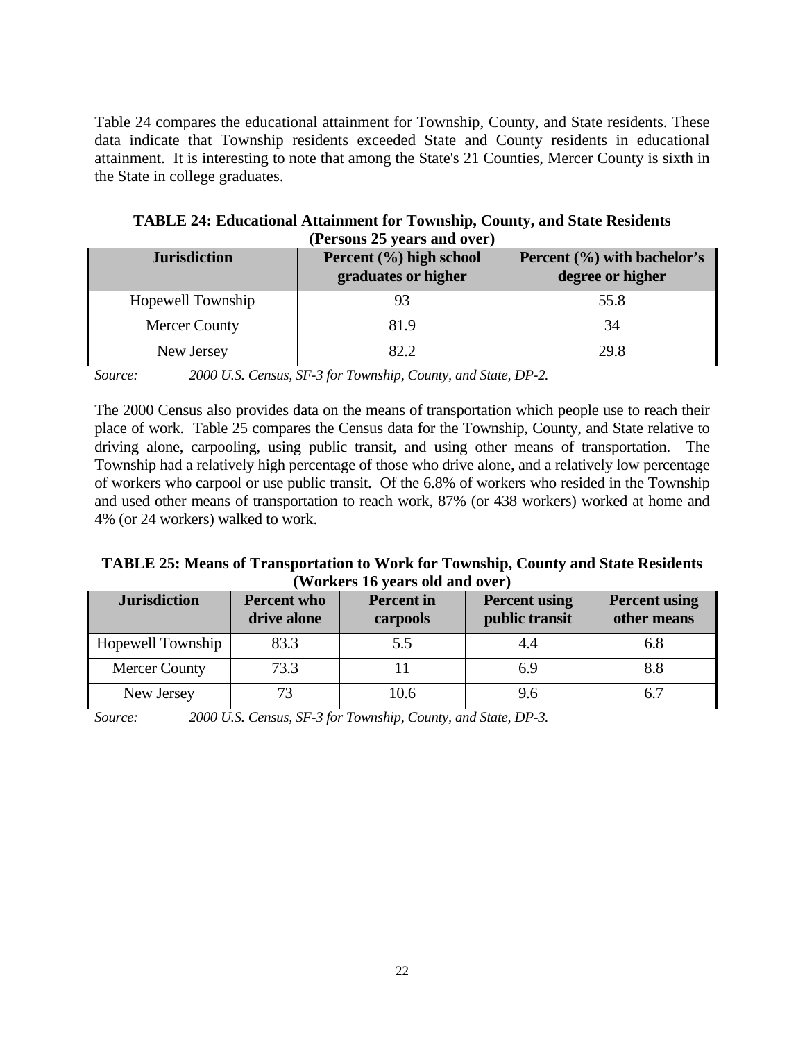Table 24 compares the educational attainment for Township, County, and State residents. These data indicate that Township residents exceeded State and County residents in educational attainment. It is interesting to note that among the State's 21 Counties, Mercer County is sixth in the State in college graduates.

**TABLE 24: Educational Attainment for Township, County, and State Residents (Persons 25 years and over)**

| Jurisdiction | Percent (%) high school graduates or higher | Percent (%) with bachelor's degree or higher |
|---|---|---|
| Hopewell Township | 93 | 55.8 |
| Mercer County | 81.9 | 34 |
| New Jersey | 82.2 | 29.8 |

*Source: 2000 U.S. Census, SF-3 for Township, County, and State, DP-2.*

The 2000 Census also provides data on the means of transportation which people use to reach their place of work. Table 25 compares the Census data for the Township, County, and State relative to driving alone, carpooling, using public transit, and using other means of transportation. The Township had a relatively high percentage of those who drive alone, and a relatively low percentage of workers who carpool or use public transit. Of the 6.8% of workers who resided in the Township and used other means of transportation to reach work, 87% (or 438 workers) worked at home and 4% (or 24 workers) walked to work.

**TABLE 25: Means of Transportation to Work for Township, County and State Residents (Workers 16 years old and over)**

| Jurisdiction | Percent who drive alone | Percent in carpools | Percent using public transit | Percent using other means |
|---|---|---|---|---|
| Hopewell Township | 83.3 | 5.5 | 4.4 | 6.8 |
| Mercer County | 73.3 | 11 | 6.9 | 8.8 |
| New Jersey | 73 | 10.6 | 9.6 | 6.7 |

*Source: 2000 U.S. Census, SF-3 for Township, County, and State, DP-3.*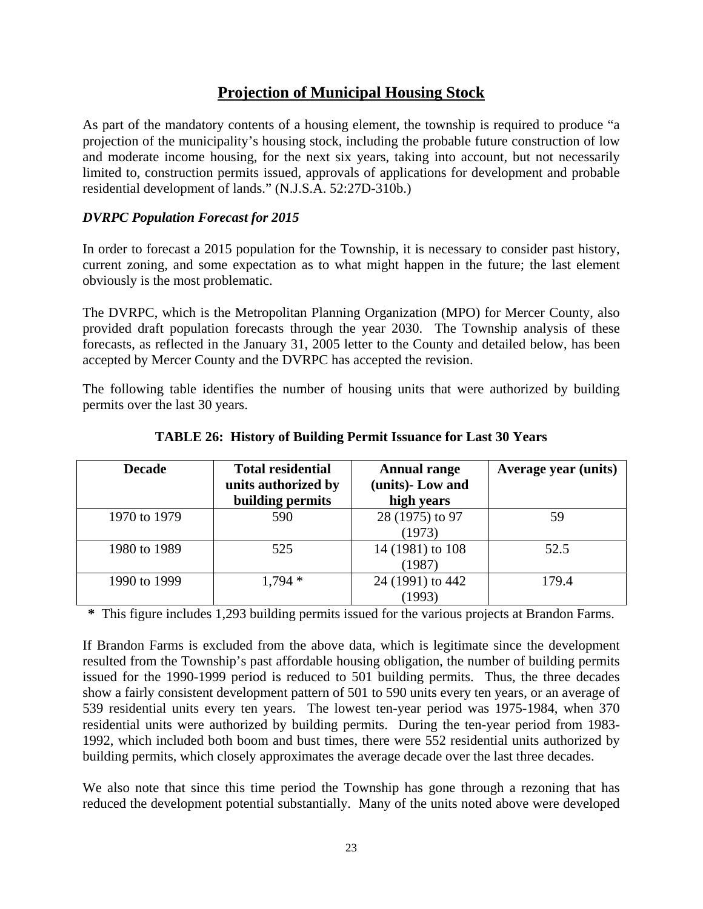## Projection of Municipal Housing Stock

As part of the mandatory contents of a housing element, the township is required to produce "a projection of the municipality's housing stock, including the probable future construction of low and moderate income housing, for the next six years, taking into account, but not necessarily limited to, construction permits issued, approvals of applications for development and probable residential development of lands." (N.J.S.A. 52:27D-310b.)

### *DVRPC Population Forecast for 2015*

In order to forecast a 2015 population for the Township, it is necessary to consider past history, current zoning, and some expectation as to what might happen in the future; the last element obviously is the most problematic.

The DVRPC, which is the Metropolitan Planning Organization (MPO) for Mercer County, also provided draft population forecasts through the year 2030. The Township analysis of these forecasts, as reflected in the January 31, 2005 letter to the County and detailed below, has been accepted by Mercer County and the DVRPC has accepted the revision.

The following table identifies the number of housing units that were authorized by building permits over the last 30 years.

**TABLE 26: History of Building Permit Issuance for Last 30 Years**

| Decade | Total residential units authorized by building permits | Annual range (units)- Low and high years | Average year (units) |
|---|---|---|---|
| 1970 to 1979 | 590 | 28 (1975) to 97 (1973) | 59 |
| 1980 to 1989 | 525 | 14 (1981) to 108 (1987) | 52.5 |
| 1990 to 1999 | 1,794 * | 24 (1991) to 442 (1993) | 179.4 |

**\*** This figure includes 1,293 building permits issued for the various projects at Brandon Farms.

If Brandon Farms is excluded from the above data, which is legitimate since the development resulted from the Township's past affordable housing obligation, the number of building permits issued for the 1990-1999 period is reduced to 501 building permits. Thus, the three decades show a fairly consistent development pattern of 501 to 590 units every ten years, or an average of 539 residential units every ten years. The lowest ten-year period was 1975-1984, when 370 residential units were authorized by building permits. During the ten-year period from 1983-1992, which included both boom and bust times, there were 552 residential units authorized by building permits, which closely approximates the average decade over the last three decades.

We also note that since this time period the Township has gone through a rezoning that has reduced the development potential substantially. Many of the units noted above were developed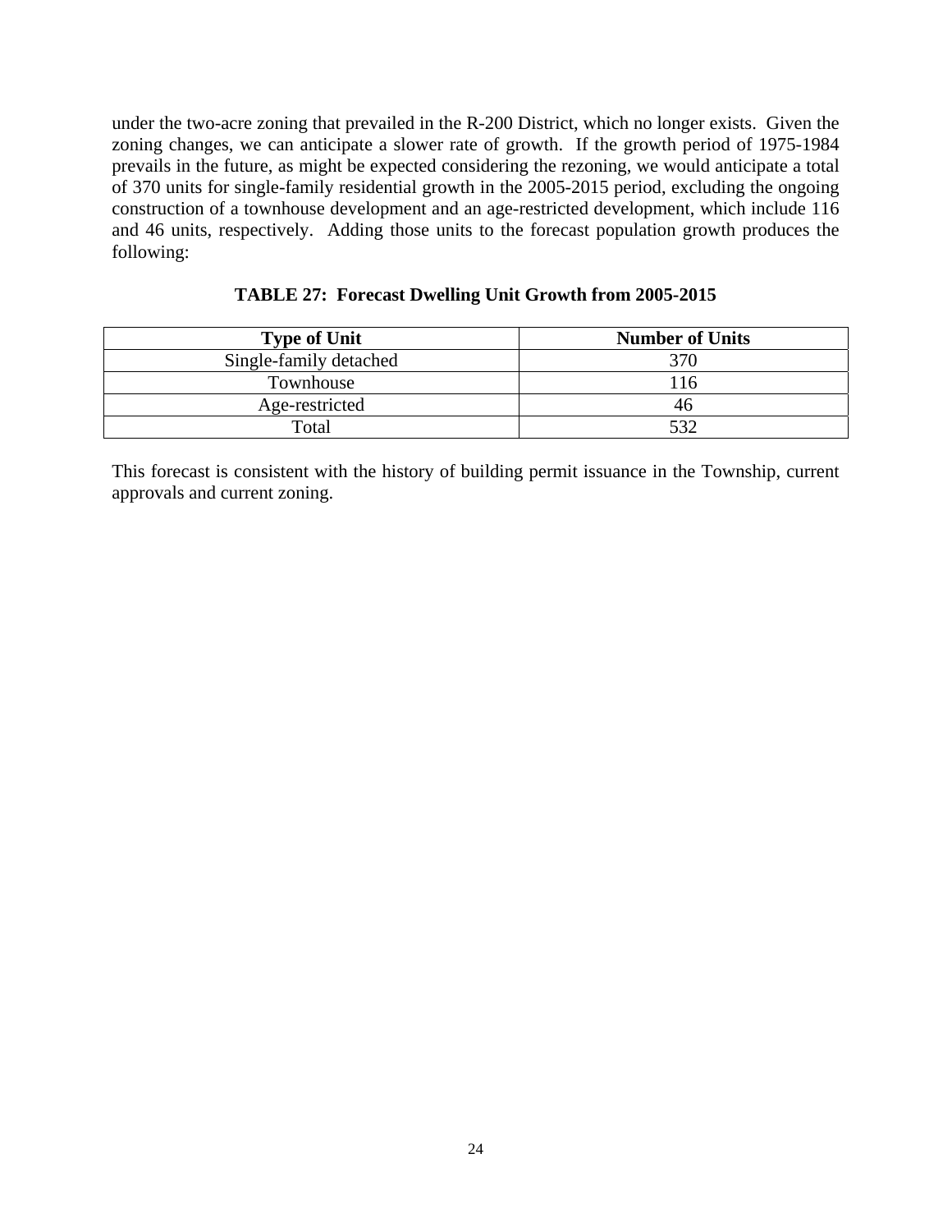under the two-acre zoning that prevailed in the R-200 District, which no longer exists. Given the zoning changes, we can anticipate a slower rate of growth. If the growth period of 1975-1984 prevails in the future, as might be expected considering the rezoning, we would anticipate a total of 370 units for single-family residential growth in the 2005-2015 period, excluding the ongoing construction of a townhouse development and an age-restricted development, which include 116 and 46 units, respectively. Adding those units to the forecast population growth produces the following:

**TABLE 27: Forecast Dwelling Unit Growth from 2005-2015**

| Type of Unit | Number of Units |
|---|---|
| Single-family detached | 370 |
| Townhouse | 116 |
| Age-restricted | 46 |
| Total | 532 |

This forecast is consistent with the history of building permit issuance in the Township, current approvals and current zoning.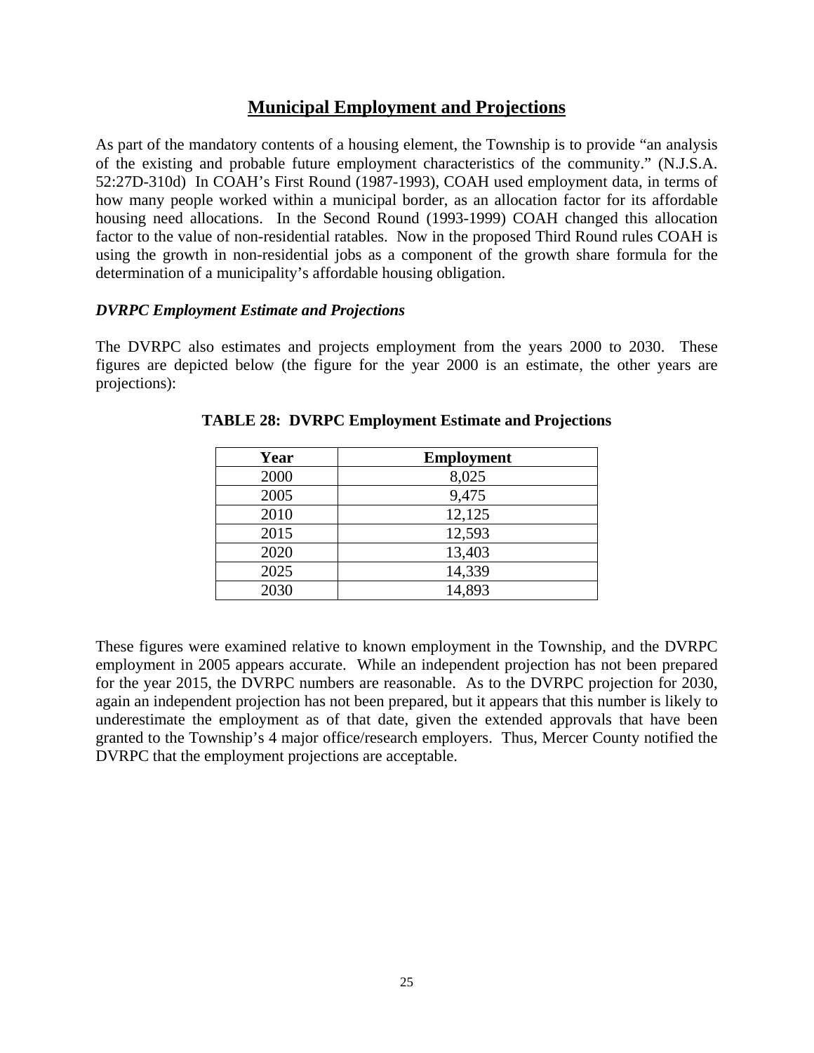## Municipal Employment and Projections

As part of the mandatory contents of a housing element, the Township is to provide "an analysis of the existing and probable future employment characteristics of the community." (N.J.S.A. 52:27D-310d) In COAH's First Round (1987-1993), COAH used employment data, in terms of how many people worked within a municipal border, as an allocation factor for its affordable housing need allocations. In the Second Round (1993-1999) COAH changed this allocation factor to the value of non-residential ratables. Now in the proposed Third Round rules COAH is using the growth in non-residential jobs as a component of the growth share formula for the determination of a municipality's affordable housing obligation.

### *DVRPC Employment Estimate and Projections*

The DVRPC also estimates and projects employment from the years 2000 to 2030. These figures are depicted below (the figure for the year 2000 is an estimate, the other years are projections):

**TABLE 28: DVRPC Employment Estimate and Projections**

| Year | Employment |
|---|---|
| 2000 | 8,025 |
| 2005 | 9,475 |
| 2010 | 12,125 |
| 2015 | 12,593 |
| 2020 | 13,403 |
| 2025 | 14,339 |
| 2030 | 14,893 |

These figures were examined relative to known employment in the Township, and the DVRPC employment in 2005 appears accurate. While an independent projection has not been prepared for the year 2015, the DVRPC numbers are reasonable. As to the DVRPC projection for 2030, again an independent projection has not been prepared, but it appears that this number is likely to underestimate the employment as of that date, given the extended approvals that have been granted to the Township's 4 major office/research employers. Thus, Mercer County notified the DVRPC that the employment projections are acceptable.